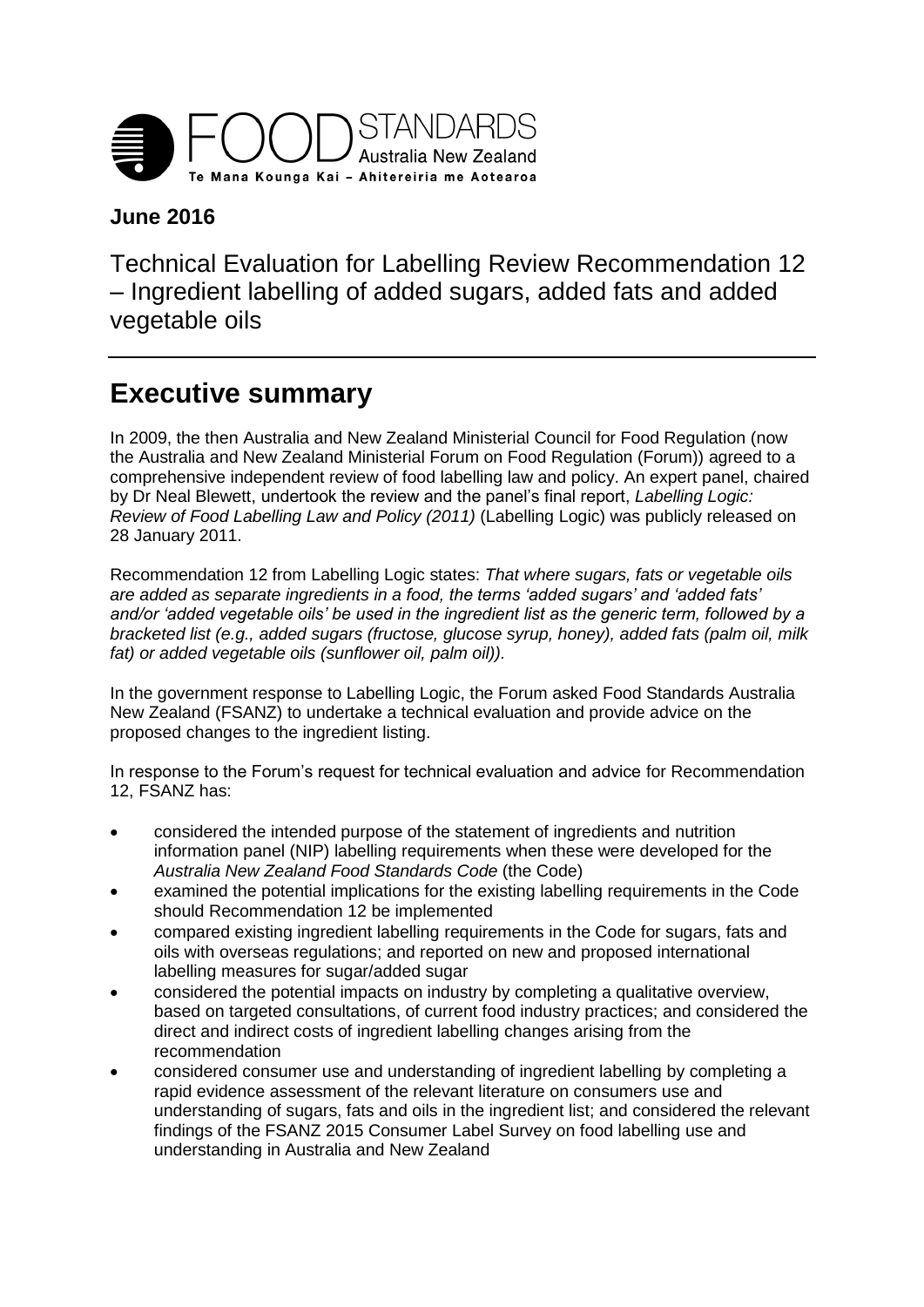FOOD STANDARDS Australia New Zealand

Te Mana Kounga Kai – Ahitereiria me Aotearoa

**June 2016**

Technical Evaluation for Labelling Review Recommendation 12 – Ingredient labelling of added sugars, added fats and added vegetable oils

# Executive summary

In 2009, the then Australia and New Zealand Ministerial Council for Food Regulation (now the Australia and New Zealand Ministerial Forum on Food Regulation (Forum)) agreed to a comprehensive independent review of food labelling law and policy. An expert panel, chaired by Dr Neal Blewett, undertook the review and the panel's final report, *Labelling Logic: Review of Food Labelling Law and Policy (2011)* (Labelling Logic) was publicly released on 28 January 2011.

Recommendation 12 from Labelling Logic states: *That where sugars, fats or vegetable oils are added as separate ingredients in a food, the terms 'added sugars' and 'added fats' and/or 'added vegetable oils' be used in the ingredient list as the generic term, followed by a bracketed list (e.g., added sugars (fructose, glucose syrup, honey), added fats (palm oil, milk fat) or added vegetable oils (sunflower oil, palm oil)).*

In the government response to Labelling Logic, the Forum asked Food Standards Australia New Zealand (FSANZ) to undertake a technical evaluation and provide advice on the proposed changes to the ingredient listing.

In response to the Forum's request for technical evaluation and advice for Recommendation 12, FSANZ has:

- considered the intended purpose of the statement of ingredients and nutrition information panel (NIP) labelling requirements when these were developed for the *Australia New Zealand Food Standards Code* (the Code)
- examined the potential implications for the existing labelling requirements in the Code should Recommendation 12 be implemented
- compared existing ingredient labelling requirements in the Code for sugars, fats and oils with overseas regulations; and reported on new and proposed international labelling measures for sugar/added sugar
- considered the potential impacts on industry by completing a qualitative overview, based on targeted consultations, of current food industry practices; and considered the direct and indirect costs of ingredient labelling changes arising from the recommendation
- considered consumer use and understanding of ingredient labelling by completing a rapid evidence assessment of the relevant literature on consumers use and understanding of sugars, fats and oils in the ingredient list; and considered the relevant findings of the FSANZ 2015 Consumer Label Survey on food labelling use and understanding in Australia and New Zealand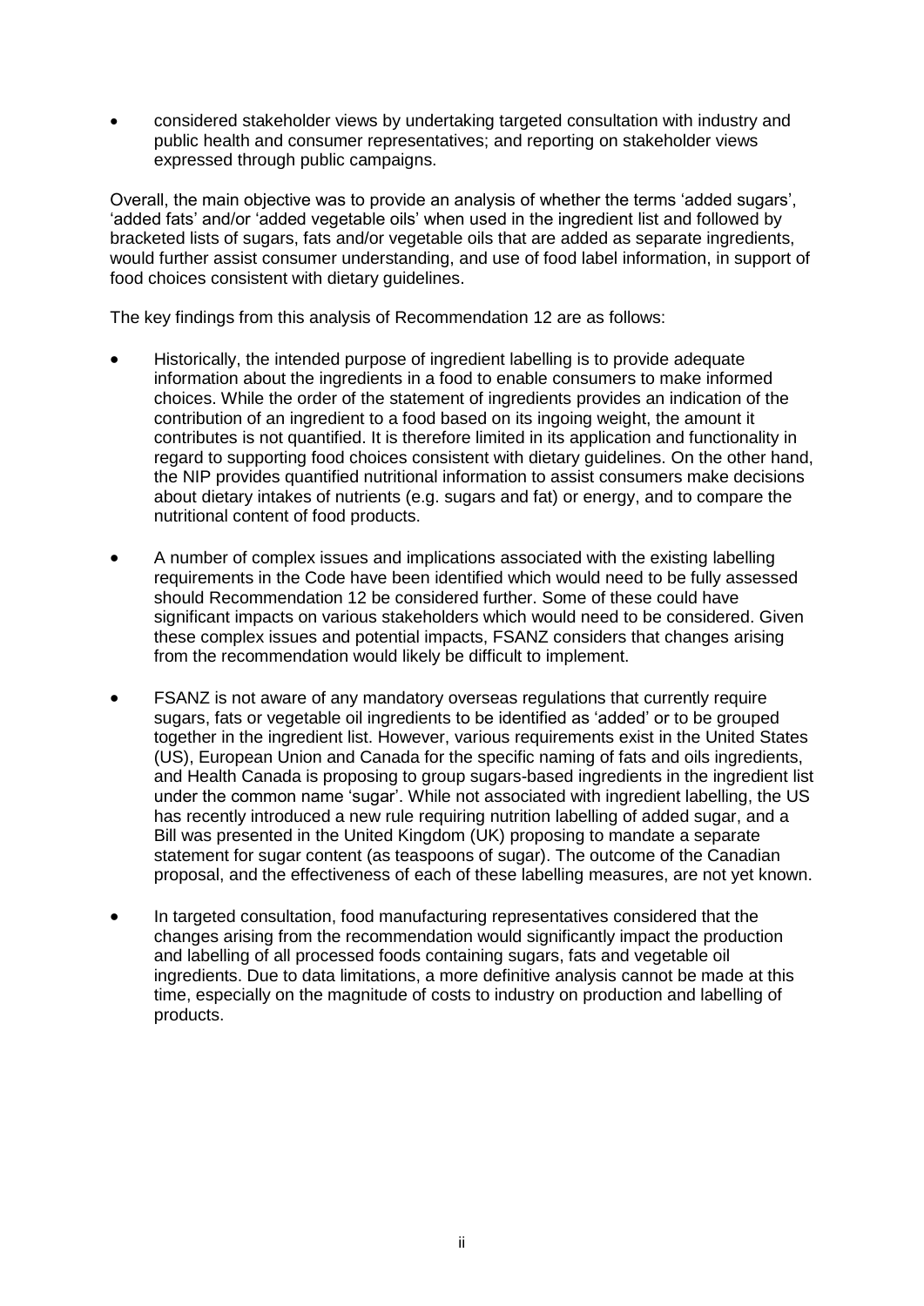- considered stakeholder views by undertaking targeted consultation with industry and public health and consumer representatives; and reporting on stakeholder views expressed through public campaigns.

Overall, the main objective was to provide an analysis of whether the terms 'added sugars', 'added fats' and/or 'added vegetable oils' when used in the ingredient list and followed by bracketed lists of sugars, fats and/or vegetable oils that are added as separate ingredients, would further assist consumer understanding, and use of food label information, in support of food choices consistent with dietary guidelines.

The key findings from this analysis of Recommendation 12 are as follows:

- Historically, the intended purpose of ingredient labelling is to provide adequate information about the ingredients in a food to enable consumers to make informed choices. While the order of the statement of ingredients provides an indication of the contribution of an ingredient to a food based on its ingoing weight, the amount it contributes is not quantified. It is therefore limited in its application and functionality in regard to supporting food choices consistent with dietary guidelines. On the other hand, the NIP provides quantified nutritional information to assist consumers make decisions about dietary intakes of nutrients (e.g. sugars and fat) or energy, and to compare the nutritional content of food products.
- A number of complex issues and implications associated with the existing labelling requirements in the Code have been identified which would need to be fully assessed should Recommendation 12 be considered further. Some of these could have significant impacts on various stakeholders which would need to be considered. Given these complex issues and potential impacts, FSANZ considers that changes arising from the recommendation would likely be difficult to implement.
- FSANZ is not aware of any mandatory overseas regulations that currently require sugars, fats or vegetable oil ingredients to be identified as 'added' or to be grouped together in the ingredient list. However, various requirements exist in the United States (US), European Union and Canada for the specific naming of fats and oils ingredients, and Health Canada is proposing to group sugars-based ingredients in the ingredient list under the common name 'sugar'. While not associated with ingredient labelling, the US has recently introduced a new rule requiring nutrition labelling of added sugar, and a Bill was presented in the United Kingdom (UK) proposing to mandate a separate statement for sugar content (as teaspoons of sugar). The outcome of the Canadian proposal, and the effectiveness of each of these labelling measures, are not yet known.
- In targeted consultation, food manufacturing representatives considered that the changes arising from the recommendation would significantly impact the production and labelling of all processed foods containing sugars, fats and vegetable oil ingredients. Due to data limitations, a more definitive analysis cannot be made at this time, especially on the magnitude of costs to industry on production and labelling of products.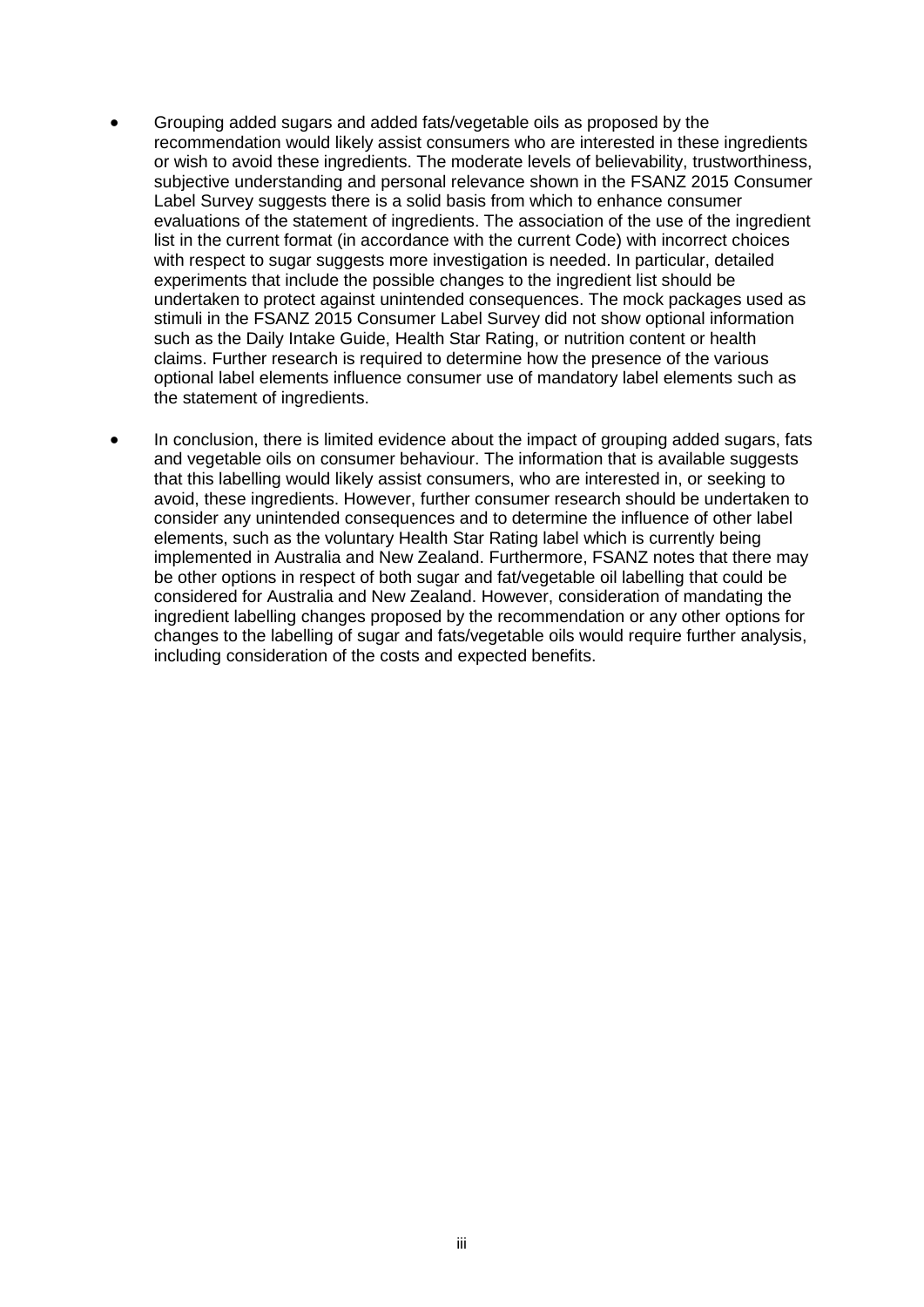- Grouping added sugars and added fats/vegetable oils as proposed by the recommendation would likely assist consumers who are interested in these ingredients or wish to avoid these ingredients. The moderate levels of believability, trustworthiness, subjective understanding and personal relevance shown in the FSANZ 2015 Consumer Label Survey suggests there is a solid basis from which to enhance consumer evaluations of the statement of ingredients. The association of the use of the ingredient list in the current format (in accordance with the current Code) with incorrect choices with respect to sugar suggests more investigation is needed. In particular, detailed experiments that include the possible changes to the ingredient list should be undertaken to protect against unintended consequences. The mock packages used as stimuli in the FSANZ 2015 Consumer Label Survey did not show optional information such as the Daily Intake Guide, Health Star Rating, or nutrition content or health claims. Further research is required to determine how the presence of the various optional label elements influence consumer use of mandatory label elements such as the statement of ingredients.

- In conclusion, there is limited evidence about the impact of grouping added sugars, fats and vegetable oils on consumer behaviour. The information that is available suggests that this labelling would likely assist consumers, who are interested in, or seeking to avoid, these ingredients. However, further consumer research should be undertaken to consider any unintended consequences and to determine the influence of other label elements, such as the voluntary Health Star Rating label which is currently being implemented in Australia and New Zealand. Furthermore, FSANZ notes that there may be other options in respect of both sugar and fat/vegetable oil labelling that could be considered for Australia and New Zealand. However, consideration of mandating the ingredient labelling changes proposed by the recommendation or any other options for changes to the labelling of sugar and fats/vegetable oils would require further analysis, including consideration of the costs and expected benefits.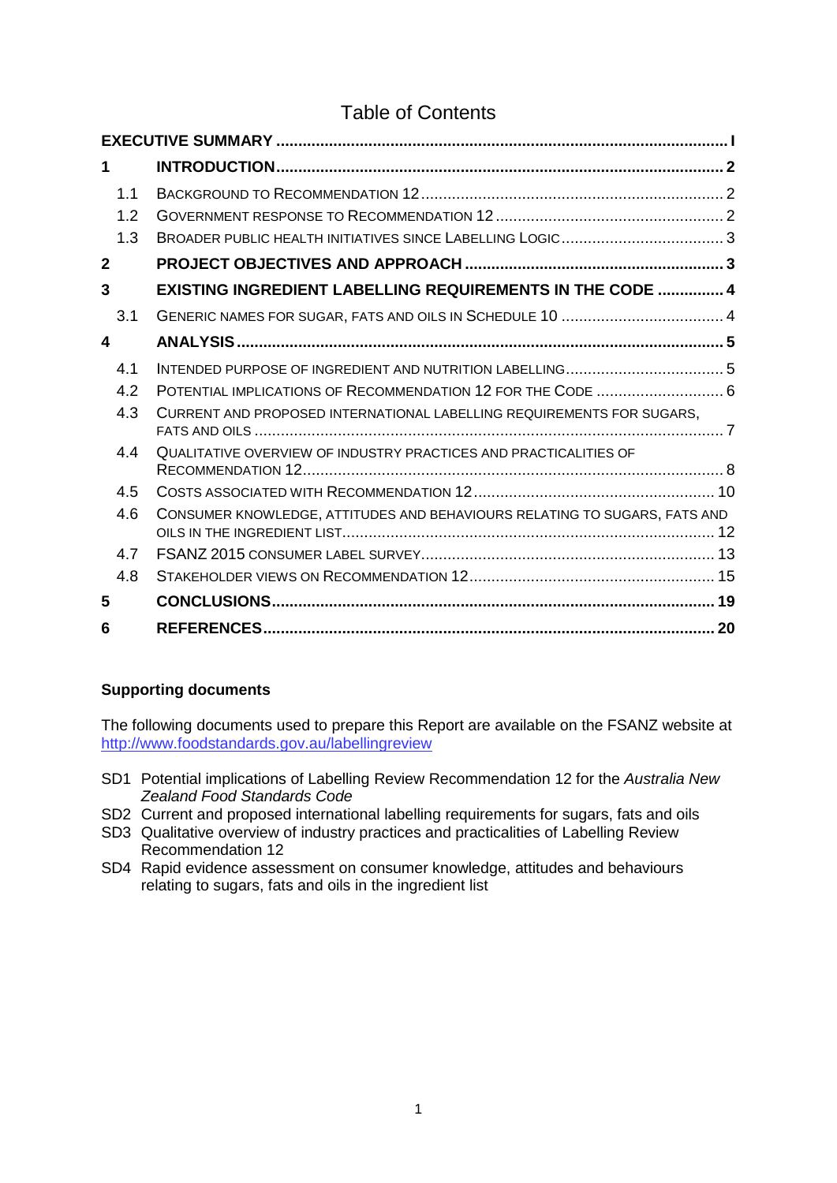# Table of Contents

| | | |
|---|---|---|
| **EXECUTIVE SUMMARY** | | **I** |
| **1** | **INTRODUCTION** | **2** |
| 1.1 | BACKGROUND TO RECOMMENDATION 12 | 2 |
| 1.2 | GOVERNMENT RESPONSE TO RECOMMENDATION 12 | 2 |
| 1.3 | BROADER PUBLIC HEALTH INITIATIVES SINCE LABELLING LOGIC | 3 |
| **2** | **PROJECT OBJECTIVES AND APPROACH** | **3** |
| **3** | **EXISTING INGREDIENT LABELLING REQUIREMENTS IN THE CODE** | **4** |
| 3.1 | GENERIC NAMES FOR SUGAR, FATS AND OILS IN SCHEDULE 10 | 4 |
| **4** | **ANALYSIS** | **5** |
| 4.1 | INTENDED PURPOSE OF INGREDIENT AND NUTRITION LABELLING | 5 |
| 4.2 | POTENTIAL IMPLICATIONS OF RECOMMENDATION 12 FOR THE CODE | 6 |
| 4.3 | CURRENT AND PROPOSED INTERNATIONAL LABELLING REQUIREMENTS FOR SUGARS, FATS AND OILS | 7 |
| 4.4 | QUALITATIVE OVERVIEW OF INDUSTRY PRACTICES AND PRACTICALITIES OF RECOMMENDATION 12 | 8 |
| 4.5 | COSTS ASSOCIATED WITH RECOMMENDATION 12 | 10 |
| 4.6 | CONSUMER KNOWLEDGE, ATTITUDES AND BEHAVIOURS RELATING TO SUGARS, FATS AND OILS IN THE INGREDIENT LIST | 12 |
| 4.7 | FSANZ 2015 CONSUMER LABEL SURVEY | 13 |
| 4.8 | STAKEHOLDER VIEWS ON RECOMMENDATION 12 | 15 |
| **5** | **CONCLUSIONS** | **19** |
| **6** | **REFERENCES** | **20** |

**Supporting documents**

The following documents used to prepare this Report are available on the FSANZ website at http://www.foodstandards.gov.au/labellingreview

- SD1 Potential implications of Labelling Review Recommendation 12 for the *Australia New Zealand Food Standards Code*
- SD2 Current and proposed international labelling requirements for sugars, fats and oils
- SD3 Qualitative overview of industry practices and practicalities of Labelling Review Recommendation 12
- SD4 Rapid evidence assessment on consumer knowledge, attitudes and behaviours relating to sugars, fats and oils in the ingredient list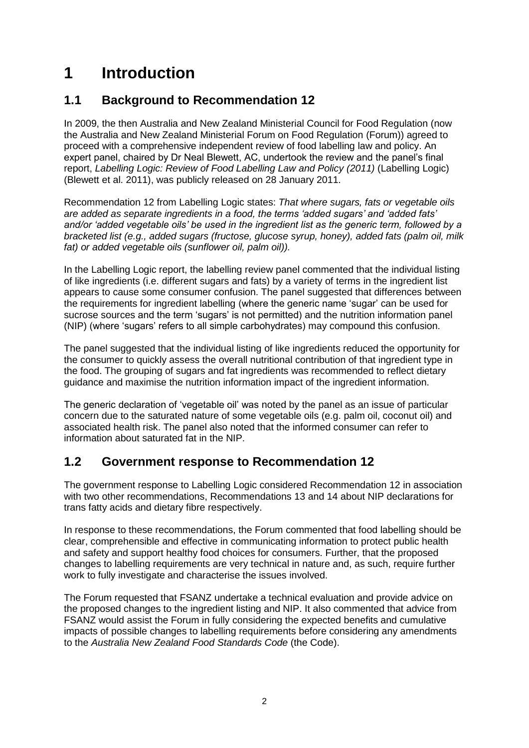# 1 Introduction

## 1.1 Background to Recommendation 12

In 2009, the then Australia and New Zealand Ministerial Council for Food Regulation (now the Australia and New Zealand Ministerial Forum on Food Regulation (Forum)) agreed to proceed with a comprehensive independent review of food labelling law and policy. An expert panel, chaired by Dr Neal Blewett, AC, undertook the review and the panel's final report, *Labelling Logic: Review of Food Labelling Law and Policy (2011)* (Labelling Logic) (Blewett et al. 2011), was publicly released on 28 January 2011.

Recommendation 12 from Labelling Logic states: *That where sugars, fats or vegetable oils are added as separate ingredients in a food, the terms 'added sugars' and 'added fats' and/or 'added vegetable oils' be used in the ingredient list as the generic term, followed by a bracketed list (e.g., added sugars (fructose, glucose syrup, honey), added fats (palm oil, milk fat) or added vegetable oils (sunflower oil, palm oil)).*

In the Labelling Logic report, the labelling review panel commented that the individual listing of like ingredients (i.e. different sugars and fats) by a variety of terms in the ingredient list appears to cause some consumer confusion. The panel suggested that differences between the requirements for ingredient labelling (where the generic name 'sugar' can be used for sucrose sources and the term 'sugars' is not permitted) and the nutrition information panel (NIP) (where 'sugars' refers to all simple carbohydrates) may compound this confusion.

The panel suggested that the individual listing of like ingredients reduced the opportunity for the consumer to quickly assess the overall nutritional contribution of that ingredient type in the food. The grouping of sugars and fat ingredients was recommended to reflect dietary guidance and maximise the nutrition information impact of the ingredient information.

The generic declaration of 'vegetable oil' was noted by the panel as an issue of particular concern due to the saturated nature of some vegetable oils (e.g. palm oil, coconut oil) and associated health risk. The panel also noted that the informed consumer can refer to information about saturated fat in the NIP.

## 1.2 Government response to Recommendation 12

The government response to Labelling Logic considered Recommendation 12 in association with two other recommendations, Recommendations 13 and 14 about NIP declarations for trans fatty acids and dietary fibre respectively.

In response to these recommendations, the Forum commented that food labelling should be clear, comprehensible and effective in communicating information to protect public health and safety and support healthy food choices for consumers. Further, that the proposed changes to labelling requirements are very technical in nature and, as such, require further work to fully investigate and characterise the issues involved.

The Forum requested that FSANZ undertake a technical evaluation and provide advice on the proposed changes to the ingredient listing and NIP. It also commented that advice from FSANZ would assist the Forum in fully considering the expected benefits and cumulative impacts of possible changes to labelling requirements before considering any amendments to the *Australia New Zealand Food Standards Code* (the Code).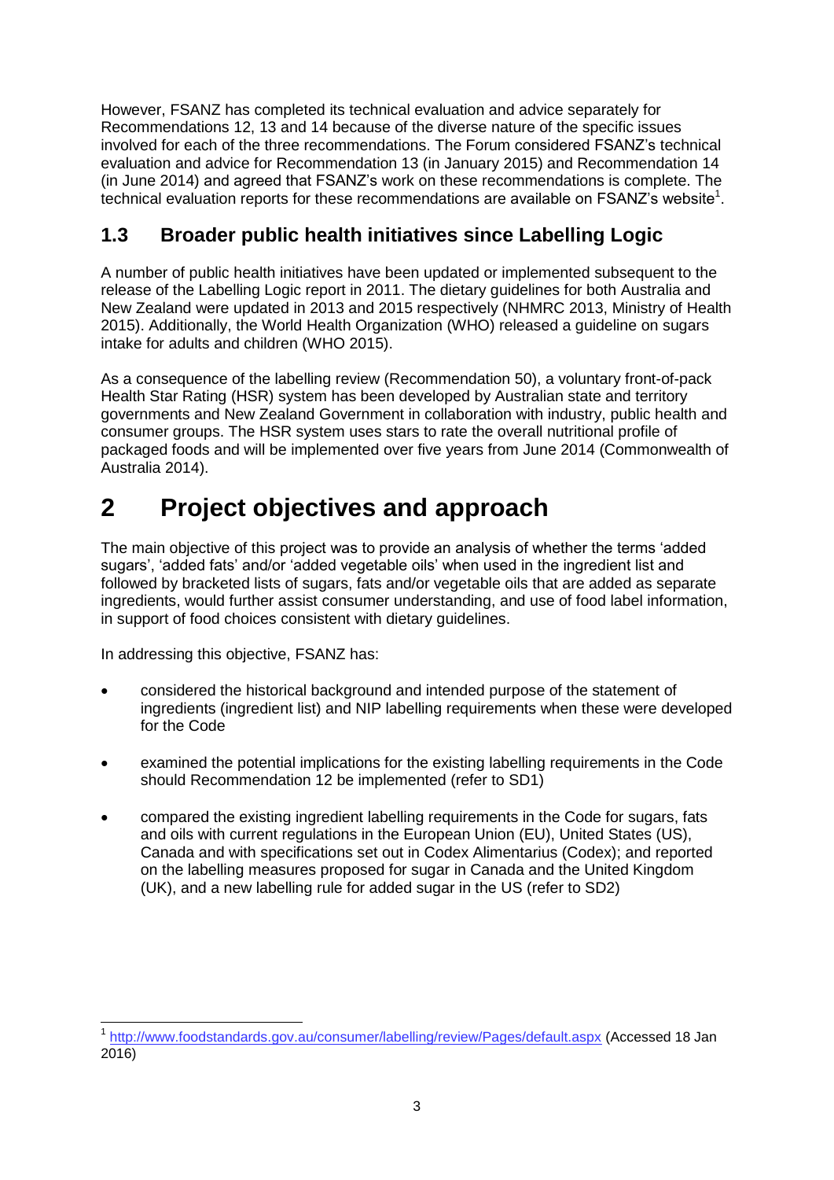However, FSANZ has completed its technical evaluation and advice separately for Recommendations 12, 13 and 14 because of the diverse nature of the specific issues involved for each of the three recommendations. The Forum considered FSANZ's technical evaluation and advice for Recommendation 13 (in January 2015) and Recommendation 14 (in June 2014) and agreed that FSANZ's work on these recommendations is complete. The technical evaluation reports for these recommendations are available on FSANZ's website[1].

## 1.3 Broader public health initiatives since Labelling Logic

A number of public health initiatives have been updated or implemented subsequent to the release of the Labelling Logic report in 2011. The dietary guidelines for both Australia and New Zealand were updated in 2013 and 2015 respectively (NHMRC 2013, Ministry of Health 2015). Additionally, the World Health Organization (WHO) released a guideline on sugars intake for adults and children (WHO 2015).

As a consequence of the labelling review (Recommendation 50), a voluntary front-of-pack Health Star Rating (HSR) system has been developed by Australian state and territory governments and New Zealand Government in collaboration with industry, public health and consumer groups. The HSR system uses stars to rate the overall nutritional profile of packaged foods and will be implemented over five years from June 2014 (Commonwealth of Australia 2014).

# 2 Project objectives and approach

The main objective of this project was to provide an analysis of whether the terms 'added sugars', 'added fats' and/or 'added vegetable oils' when used in the ingredient list and followed by bracketed lists of sugars, fats and/or vegetable oils that are added as separate ingredients, would further assist consumer understanding, and use of food label information, in support of food choices consistent with dietary guidelines.

In addressing this objective, FSANZ has:

- considered the historical background and intended purpose of the statement of ingredients (ingredient list) and NIP labelling requirements when these were developed for the Code
- examined the potential implications for the existing labelling requirements in the Code should Recommendation 12 be implemented (refer to SD1)
- compared the existing ingredient labelling requirements in the Code for sugars, fats and oils with current regulations in the European Union (EU), United States (US), Canada and with specifications set out in Codex Alimentarius (Codex); and reported on the labelling measures proposed for sugar in Canada and the United Kingdom (UK), and a new labelling rule for added sugar in the US (refer to SD2)

---

[1] http://www.foodstandards.gov.au/consumer/labelling/review/Pages/default.aspx (Accessed 18 Jan 2016)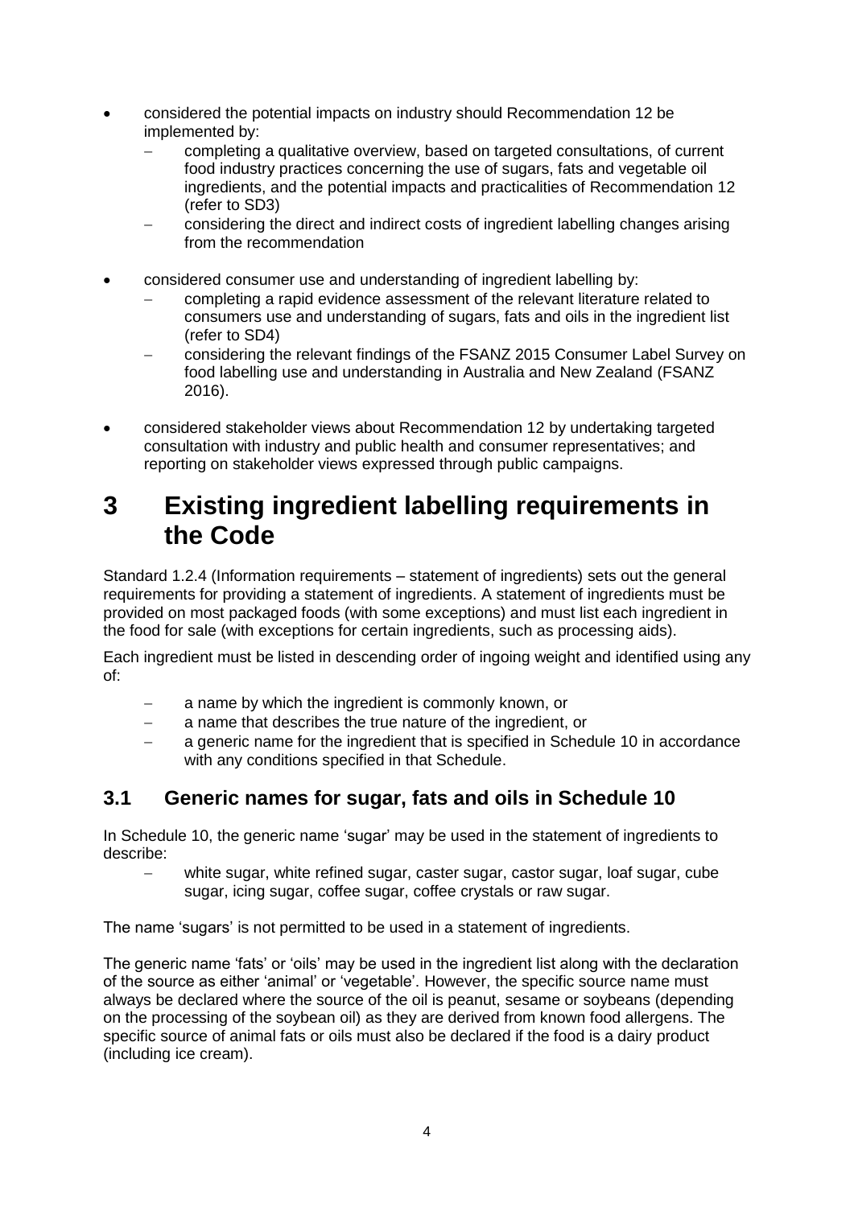- considered the potential impacts on industry should Recommendation 12 be implemented by:
  - completing a qualitative overview, based on targeted consultations, of current food industry practices concerning the use of sugars, fats and vegetable oil ingredients, and the potential impacts and practicalities of Recommendation 12 (refer to SD3)
  - considering the direct and indirect costs of ingredient labelling changes arising from the recommendation
- considered consumer use and understanding of ingredient labelling by:
  - completing a rapid evidence assessment of the relevant literature related to consumers use and understanding of sugars, fats and oils in the ingredient list (refer to SD4)
  - considering the relevant findings of the FSANZ 2015 Consumer Label Survey on food labelling use and understanding in Australia and New Zealand (FSANZ 2016).
- considered stakeholder views about Recommendation 12 by undertaking targeted consultation with industry and public health and consumer representatives; and reporting on stakeholder views expressed through public campaigns.

# 3 Existing ingredient labelling requirements in the Code

Standard 1.2.4 (Information requirements – statement of ingredients) sets out the general requirements for providing a statement of ingredients. A statement of ingredients must be provided on most packaged foods (with some exceptions) and must list each ingredient in the food for sale (with exceptions for certain ingredients, such as processing aids).

Each ingredient must be listed in descending order of ingoing weight and identified using any of:

- a name by which the ingredient is commonly known, or
- a name that describes the true nature of the ingredient, or
- a generic name for the ingredient that is specified in Schedule 10 in accordance with any conditions specified in that Schedule.

## 3.1 Generic names for sugar, fats and oils in Schedule 10

In Schedule 10, the generic name 'sugar' may be used in the statement of ingredients to describe:

- white sugar, white refined sugar, caster sugar, castor sugar, loaf sugar, cube sugar, icing sugar, coffee sugar, coffee crystals or raw sugar.

The name 'sugars' is not permitted to be used in a statement of ingredients.

The generic name 'fats' or 'oils' may be used in the ingredient list along with the declaration of the source as either 'animal' or 'vegetable'. However, the specific source name must always be declared where the source of the oil is peanut, sesame or soybeans (depending on the processing of the soybean oil) as they are derived from known food allergens. The specific source of animal fats or oils must also be declared if the food is a dairy product (including ice cream).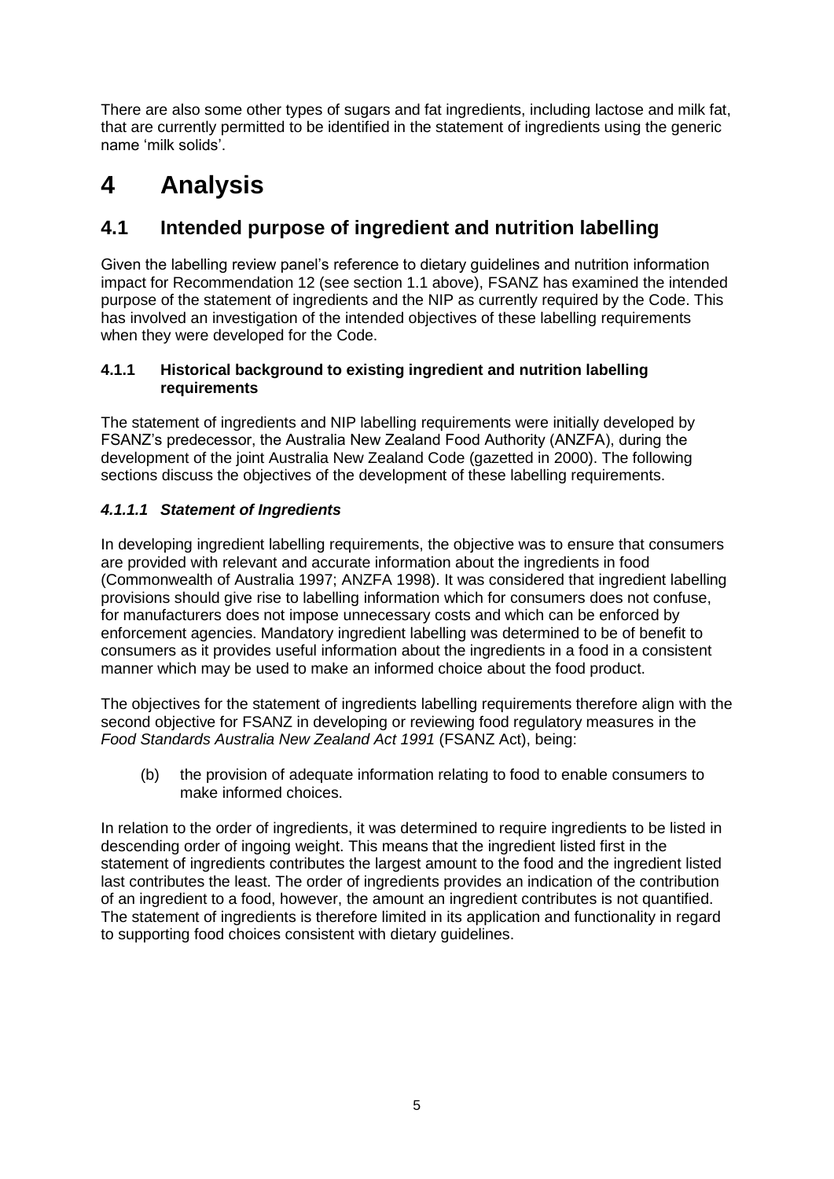There are also some other types of sugars and fat ingredients, including lactose and milk fat, that are currently permitted to be identified in the statement of ingredients using the generic name 'milk solids'.

# 4 Analysis

## 4.1 Intended purpose of ingredient and nutrition labelling

Given the labelling review panel's reference to dietary guidelines and nutrition information impact for Recommendation 12 (see section 1.1 above), FSANZ has examined the intended purpose of the statement of ingredients and the NIP as currently required by the Code. This has involved an investigation of the intended objectives of these labelling requirements when they were developed for the Code.

### 4.1.1 Historical background to existing ingredient and nutrition labelling requirements

The statement of ingredients and NIP labelling requirements were initially developed by FSANZ's predecessor, the Australia New Zealand Food Authority (ANZFA), during the development of the joint Australia New Zealand Code (gazetted in 2000). The following sections discuss the objectives of the development of these labelling requirements.

#### *4.1.1.1 Statement of Ingredients*

In developing ingredient labelling requirements, the objective was to ensure that consumers are provided with relevant and accurate information about the ingredients in food (Commonwealth of Australia 1997; ANZFA 1998). It was considered that ingredient labelling provisions should give rise to labelling information which for consumers does not confuse, for manufacturers does not impose unnecessary costs and which can be enforced by enforcement agencies. Mandatory ingredient labelling was determined to be of benefit to consumers as it provides useful information about the ingredients in a food in a consistent manner which may be used to make an informed choice about the food product.

The objectives for the statement of ingredients labelling requirements therefore align with the second objective for FSANZ in developing or reviewing food regulatory measures in the *Food Standards Australia New Zealand Act 1991* (FSANZ Act), being:

> (b) the provision of adequate information relating to food to enable consumers to make informed choices.

In relation to the order of ingredients, it was determined to require ingredients to be listed in descending order of ingoing weight. This means that the ingredient listed first in the statement of ingredients contributes the largest amount to the food and the ingredient listed last contributes the least. The order of ingredients provides an indication of the contribution of an ingredient to a food, however, the amount an ingredient contributes is not quantified. The statement of ingredients is therefore limited in its application and functionality in regard to supporting food choices consistent with dietary guidelines.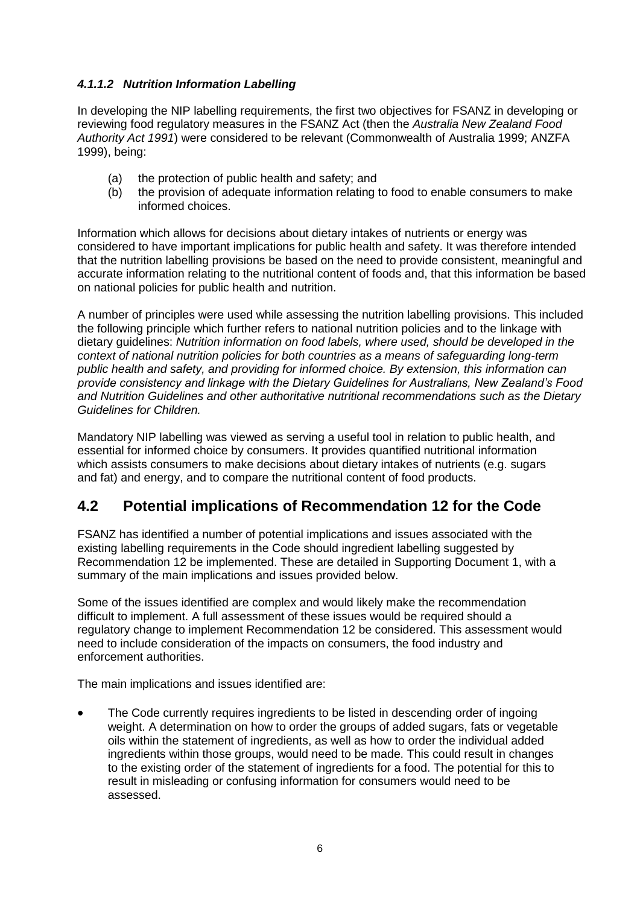#### *4.1.1.2 Nutrition Information Labelling*

In developing the NIP labelling requirements, the first two objectives for FSANZ in developing or reviewing food regulatory measures in the FSANZ Act (then the *Australia New Zealand Food Authority Act 1991*) were considered to be relevant (Commonwealth of Australia 1999; ANZFA 1999), being:

(a) the protection of public health and safety; and
(b) the provision of adequate information relating to food to enable consumers to make informed choices.

Information which allows for decisions about dietary intakes of nutrients or energy was considered to have important implications for public health and safety. It was therefore intended that the nutrition labelling provisions be based on the need to provide consistent, meaningful and accurate information relating to the nutritional content of foods and, that this information be based on national policies for public health and nutrition.

A number of principles were used while assessing the nutrition labelling provisions. This included the following principle which further refers to national nutrition policies and to the linkage with dietary guidelines: *Nutrition information on food labels, where used, should be developed in the context of national nutrition policies for both countries as a means of safeguarding long-term public health and safety, and providing for informed choice. By extension, this information can provide consistency and linkage with the Dietary Guidelines for Australians, New Zealand's Food and Nutrition Guidelines and other authoritative nutritional recommendations such as the Dietary Guidelines for Children.*

Mandatory NIP labelling was viewed as serving a useful tool in relation to public health, and essential for informed choice by consumers. It provides quantified nutritional information which assists consumers to make decisions about dietary intakes of nutrients (e.g. sugars and fat) and energy, and to compare the nutritional content of food products.

## 4.2 Potential implications of Recommendation 12 for the Code

FSANZ has identified a number of potential implications and issues associated with the existing labelling requirements in the Code should ingredient labelling suggested by Recommendation 12 be implemented. These are detailed in Supporting Document 1, with a summary of the main implications and issues provided below.

Some of the issues identified are complex and would likely make the recommendation difficult to implement. A full assessment of these issues would be required should a regulatory change to implement Recommendation 12 be considered. This assessment would need to include consideration of the impacts on consumers, the food industry and enforcement authorities.

The main implications and issues identified are:

- The Code currently requires ingredients to be listed in descending order of ingoing weight. A determination on how to order the groups of added sugars, fats or vegetable oils within the statement of ingredients, as well as how to order the individual added ingredients within those groups, would need to be made. This could result in changes to the existing order of the statement of ingredients for a food. The potential for this to result in misleading or confusing information for consumers would need to be assessed.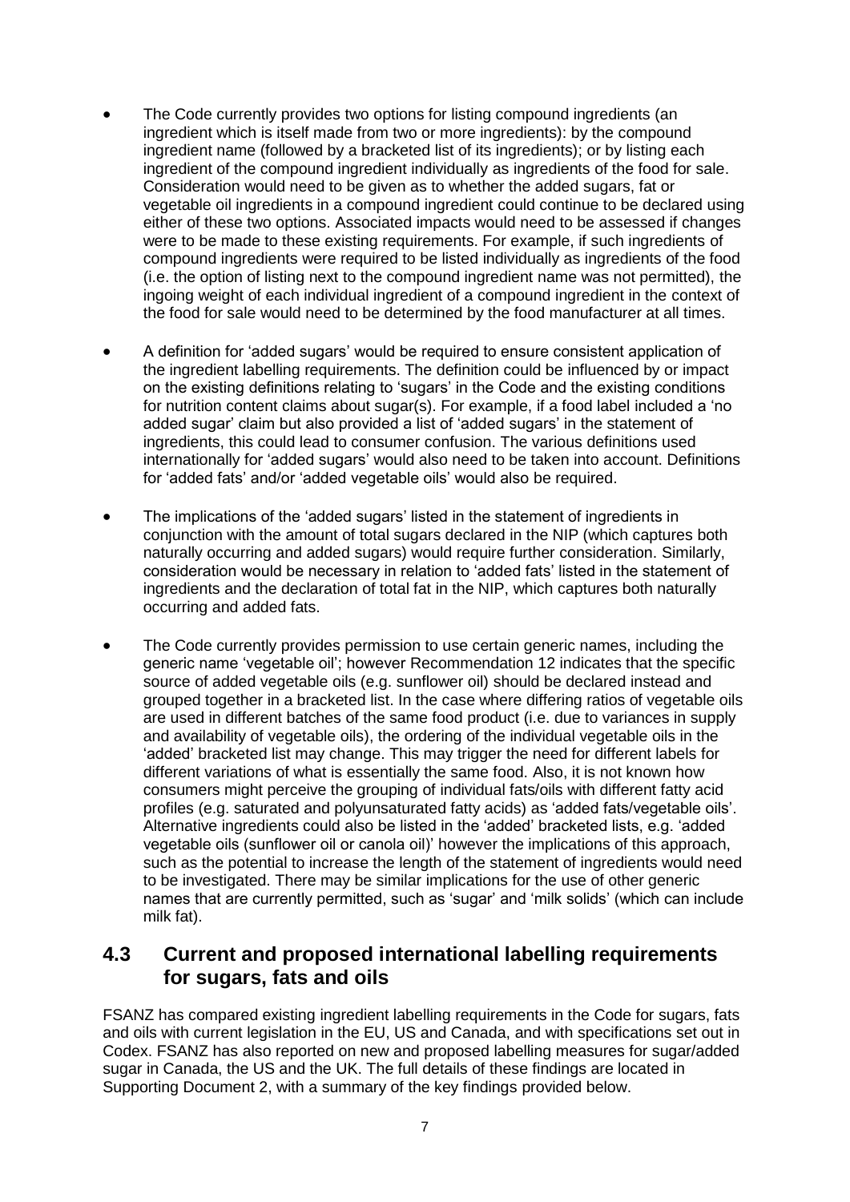- The Code currently provides two options for listing compound ingredients (an ingredient which is itself made from two or more ingredients): by the compound ingredient name (followed by a bracketed list of its ingredients); or by listing each ingredient of the compound ingredient individually as ingredients of the food for sale. Consideration would need to be given as to whether the added sugars, fat or vegetable oil ingredients in a compound ingredient could continue to be declared using either of these two options. Associated impacts would need to be assessed if changes were to be made to these existing requirements. For example, if such ingredients of compound ingredients were required to be listed individually as ingredients of the food (i.e. the option of listing next to the compound ingredient name was not permitted), the ingoing weight of each individual ingredient of a compound ingredient in the context of the food for sale would need to be determined by the food manufacturer at all times.

- A definition for 'added sugars' would be required to ensure consistent application of the ingredient labelling requirements. The definition could be influenced by or impact on the existing definitions relating to 'sugars' in the Code and the existing conditions for nutrition content claims about sugar(s). For example, if a food label included a 'no added sugar' claim but also provided a list of 'added sugars' in the statement of ingredients, this could lead to consumer confusion. The various definitions used internationally for 'added sugars' would also need to be taken into account. Definitions for 'added fats' and/or 'added vegetable oils' would also be required.

- The implications of the 'added sugars' listed in the statement of ingredients in conjunction with the amount of total sugars declared in the NIP (which captures both naturally occurring and added sugars) would require further consideration. Similarly, consideration would be necessary in relation to 'added fats' listed in the statement of ingredients and the declaration of total fat in the NIP, which captures both naturally occurring and added fats.

- The Code currently provides permission to use certain generic names, including the generic name 'vegetable oil'; however Recommendation 12 indicates that the specific source of added vegetable oils (e.g. sunflower oil) should be declared instead and grouped together in a bracketed list. In the case where differing ratios of vegetable oils are used in different batches of the same food product (i.e. due to variances in supply and availability of vegetable oils), the ordering of the individual vegetable oils in the 'added' bracketed list may change. This may trigger the need for different labels for different variations of what is essentially the same food. Also, it is not known how consumers might perceive the grouping of individual fats/oils with different fatty acid profiles (e.g. saturated and polyunsaturated fatty acids) as 'added fats/vegetable oils'. Alternative ingredients could also be listed in the 'added' bracketed lists, e.g. 'added vegetable oils (sunflower oil or canola oil)' however the implications of this approach, such as the potential to increase the length of the statement of ingredients would need to be investigated. There may be similar implications for the use of other generic names that are currently permitted, such as 'sugar' and 'milk solids' (which can include milk fat).

## 4.3 Current and proposed international labelling requirements for sugars, fats and oils

FSANZ has compared existing ingredient labelling requirements in the Code for sugars, fats and oils with current legislation in the EU, US and Canada, and with specifications set out in Codex. FSANZ has also reported on new and proposed labelling measures for sugar/added sugar in Canada, the US and the UK. The full details of these findings are located in Supporting Document 2, with a summary of the key findings provided below.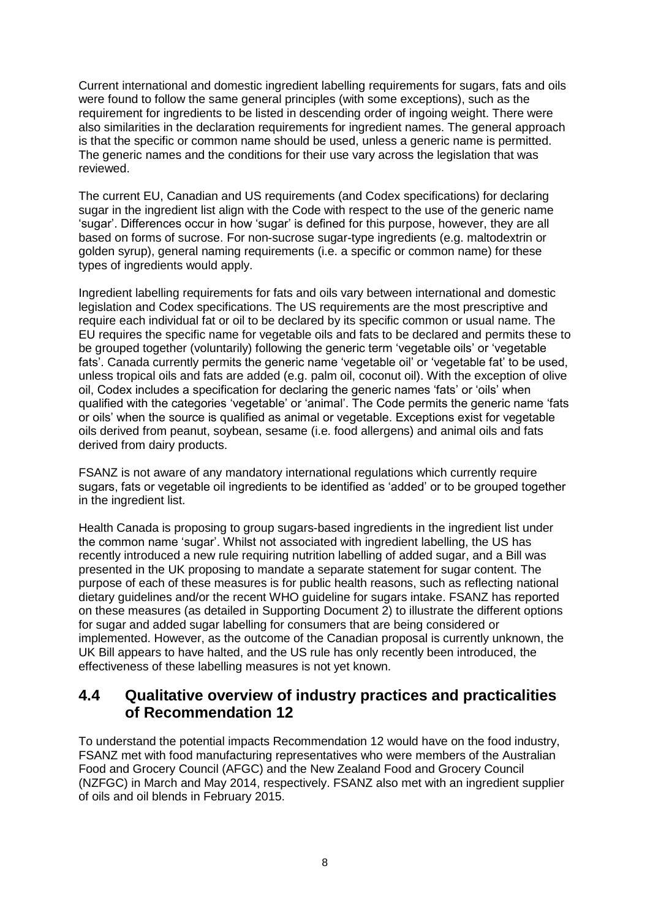Current international and domestic ingredient labelling requirements for sugars, fats and oils were found to follow the same general principles (with some exceptions), such as the requirement for ingredients to be listed in descending order of ingoing weight. There were also similarities in the declaration requirements for ingredient names. The general approach is that the specific or common name should be used, unless a generic name is permitted. The generic names and the conditions for their use vary across the legislation that was reviewed.

The current EU, Canadian and US requirements (and Codex specifications) for declaring sugar in the ingredient list align with the Code with respect to the use of the generic name 'sugar'. Differences occur in how 'sugar' is defined for this purpose, however, they are all based on forms of sucrose. For non-sucrose sugar-type ingredients (e.g. maltodextrin or golden syrup), general naming requirements (i.e. a specific or common name) for these types of ingredients would apply.

Ingredient labelling requirements for fats and oils vary between international and domestic legislation and Codex specifications. The US requirements are the most prescriptive and require each individual fat or oil to be declared by its specific common or usual name. The EU requires the specific name for vegetable oils and fats to be declared and permits these to be grouped together (voluntarily) following the generic term 'vegetable oils' or 'vegetable fats'. Canada currently permits the generic name 'vegetable oil' or 'vegetable fat' to be used, unless tropical oils and fats are added (e.g. palm oil, coconut oil). With the exception of olive oil, Codex includes a specification for declaring the generic names 'fats' or 'oils' when qualified with the categories 'vegetable' or 'animal'. The Code permits the generic name 'fats or oils' when the source is qualified as animal or vegetable. Exceptions exist for vegetable oils derived from peanut, soybean, sesame (i.e. food allergens) and animal oils and fats derived from dairy products.

FSANZ is not aware of any mandatory international regulations which currently require sugars, fats or vegetable oil ingredients to be identified as 'added' or to be grouped together in the ingredient list.

Health Canada is proposing to group sugars-based ingredients in the ingredient list under the common name 'sugar'. Whilst not associated with ingredient labelling, the US has recently introduced a new rule requiring nutrition labelling of added sugar, and a Bill was presented in the UK proposing to mandate a separate statement for sugar content. The purpose of each of these measures is for public health reasons, such as reflecting national dietary guidelines and/or the recent WHO guideline for sugars intake. FSANZ has reported on these measures (as detailed in Supporting Document 2) to illustrate the different options for sugar and added sugar labelling for consumers that are being considered or implemented. However, as the outcome of the Canadian proposal is currently unknown, the UK Bill appears to have halted, and the US rule has only recently been introduced, the effectiveness of these labelling measures is not yet known.

## 4.4 Qualitative overview of industry practices and practicalities of Recommendation 12

To understand the potential impacts Recommendation 12 would have on the food industry, FSANZ met with food manufacturing representatives who were members of the Australian Food and Grocery Council (AFGC) and the New Zealand Food and Grocery Council (NZFGC) in March and May 2014, respectively. FSANZ also met with an ingredient supplier of oils and oil blends in February 2015.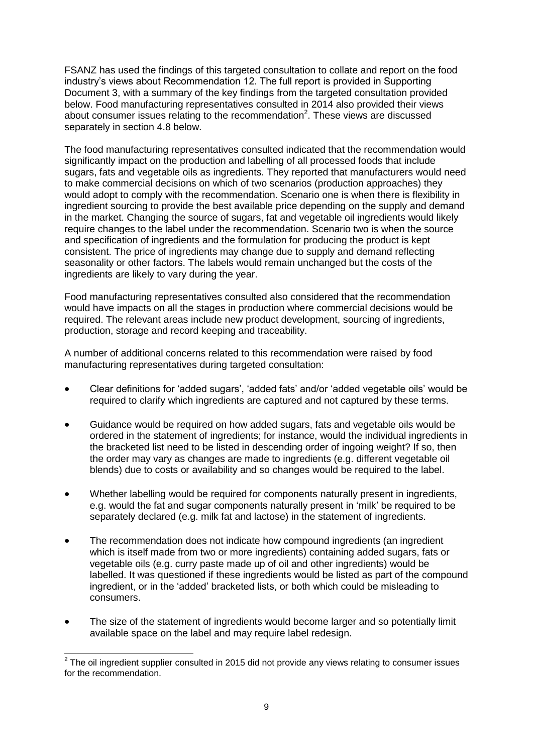FSANZ has used the findings of this targeted consultation to collate and report on the food industry's views about Recommendation 12. The full report is provided in Supporting Document 3, with a summary of the key findings from the targeted consultation provided below. Food manufacturing representatives consulted in 2014 also provided their views about consumer issues relating to the recommendation[2]. These views are discussed separately in section 4.8 below.

The food manufacturing representatives consulted indicated that the recommendation would significantly impact on the production and labelling of all processed foods that include sugars, fats and vegetable oils as ingredients. They reported that manufacturers would need to make commercial decisions on which of two scenarios (production approaches) they would adopt to comply with the recommendation. Scenario one is when there is flexibility in ingredient sourcing to provide the best available price depending on the supply and demand in the market. Changing the source of sugars, fat and vegetable oil ingredients would likely require changes to the label under the recommendation. Scenario two is when the source and specification of ingredients and the formulation for producing the product is kept consistent. The price of ingredients may change due to supply and demand reflecting seasonality or other factors. The labels would remain unchanged but the costs of the ingredients are likely to vary during the year.

Food manufacturing representatives consulted also considered that the recommendation would have impacts on all the stages in production where commercial decisions would be required. The relevant areas include new product development, sourcing of ingredients, production, storage and record keeping and traceability.

A number of additional concerns related to this recommendation were raised by food manufacturing representatives during targeted consultation:

- Clear definitions for 'added sugars', 'added fats' and/or 'added vegetable oils' would be required to clarify which ingredients are captured and not captured by these terms.
- Guidance would be required on how added sugars, fats and vegetable oils would be ordered in the statement of ingredients; for instance, would the individual ingredients in the bracketed list need to be listed in descending order of ingoing weight? If so, then the order may vary as changes are made to ingredients (e.g. different vegetable oil blends) due to costs or availability and so changes would be required to the label.
- Whether labelling would be required for components naturally present in ingredients, e.g. would the fat and sugar components naturally present in 'milk' be required to be separately declared (e.g. milk fat and lactose) in the statement of ingredients.
- The recommendation does not indicate how compound ingredients (an ingredient which is itself made from two or more ingredients) containing added sugars, fats or vegetable oils (e.g. curry paste made up of oil and other ingredients) would be labelled. It was questioned if these ingredients would be listed as part of the compound ingredient, or in the 'added' bracketed lists, or both which could be misleading to consumers.
- The size of the statement of ingredients would become larger and so potentially limit available space on the label and may require label redesign.

[2] The oil ingredient supplier consulted in 2015 did not provide any views relating to consumer issues for the recommendation.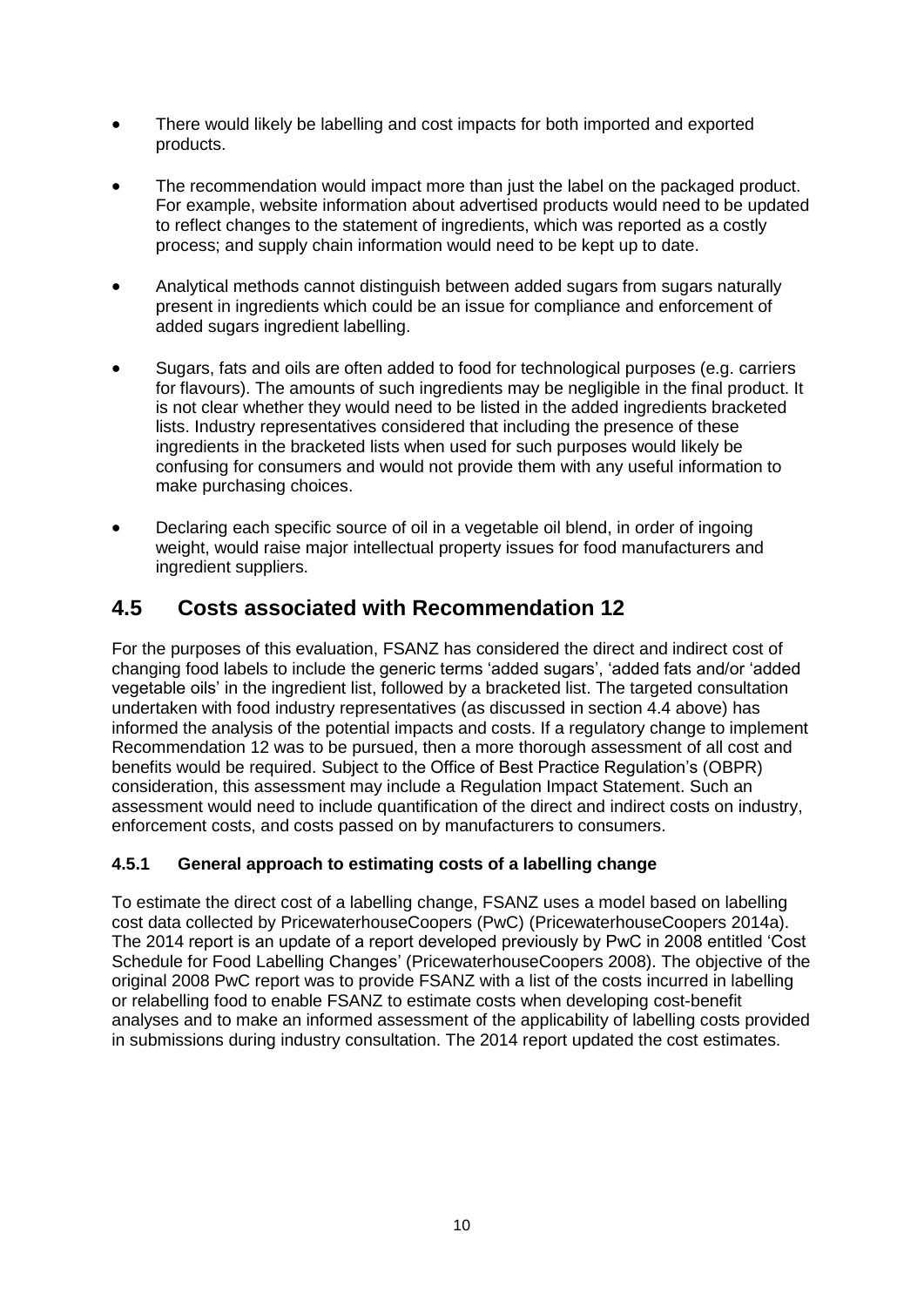- There would likely be labelling and cost impacts for both imported and exported products.

- The recommendation would impact more than just the label on the packaged product. For example, website information about advertised products would need to be updated to reflect changes to the statement of ingredients, which was reported as a costly process; and supply chain information would need to be kept up to date.

- Analytical methods cannot distinguish between added sugars from sugars naturally present in ingredients which could be an issue for compliance and enforcement of added sugars ingredient labelling.

- Sugars, fats and oils are often added to food for technological purposes (e.g. carriers for flavours). The amounts of such ingredients may be negligible in the final product. It is not clear whether they would need to be listed in the added ingredients bracketed lists. Industry representatives considered that including the presence of these ingredients in the bracketed lists when used for such purposes would likely be confusing for consumers and would not provide them with any useful information to make purchasing choices.

- Declaring each specific source of oil in a vegetable oil blend, in order of ingoing weight, would raise major intellectual property issues for food manufacturers and ingredient suppliers.

## 4.5 Costs associated with Recommendation 12

For the purposes of this evaluation, FSANZ has considered the direct and indirect cost of changing food labels to include the generic terms 'added sugars', 'added fats and/or 'added vegetable oils' in the ingredient list, followed by a bracketed list. The targeted consultation undertaken with food industry representatives (as discussed in section 4.4 above) has informed the analysis of the potential impacts and costs. If a regulatory change to implement Recommendation 12 was to be pursued, then a more thorough assessment of all cost and benefits would be required. Subject to the Office of Best Practice Regulation's (OBPR) consideration, this assessment may include a Regulation Impact Statement. Such an assessment would need to include quantification of the direct and indirect costs on industry, enforcement costs, and costs passed on by manufacturers to consumers.

### 4.5.1 General approach to estimating costs of a labelling change

To estimate the direct cost of a labelling change, FSANZ uses a model based on labelling cost data collected by PricewaterhouseCoopers (PwC) (PricewaterhouseCoopers 2014a). The 2014 report is an update of a report developed previously by PwC in 2008 entitled 'Cost Schedule for Food Labelling Changes' (PricewaterhouseCoopers 2008). The objective of the original 2008 PwC report was to provide FSANZ with a list of the costs incurred in labelling or relabelling food to enable FSANZ to estimate costs when developing cost-benefit analyses and to make an informed assessment of the applicability of labelling costs provided in submissions during industry consultation. The 2014 report updated the cost estimates.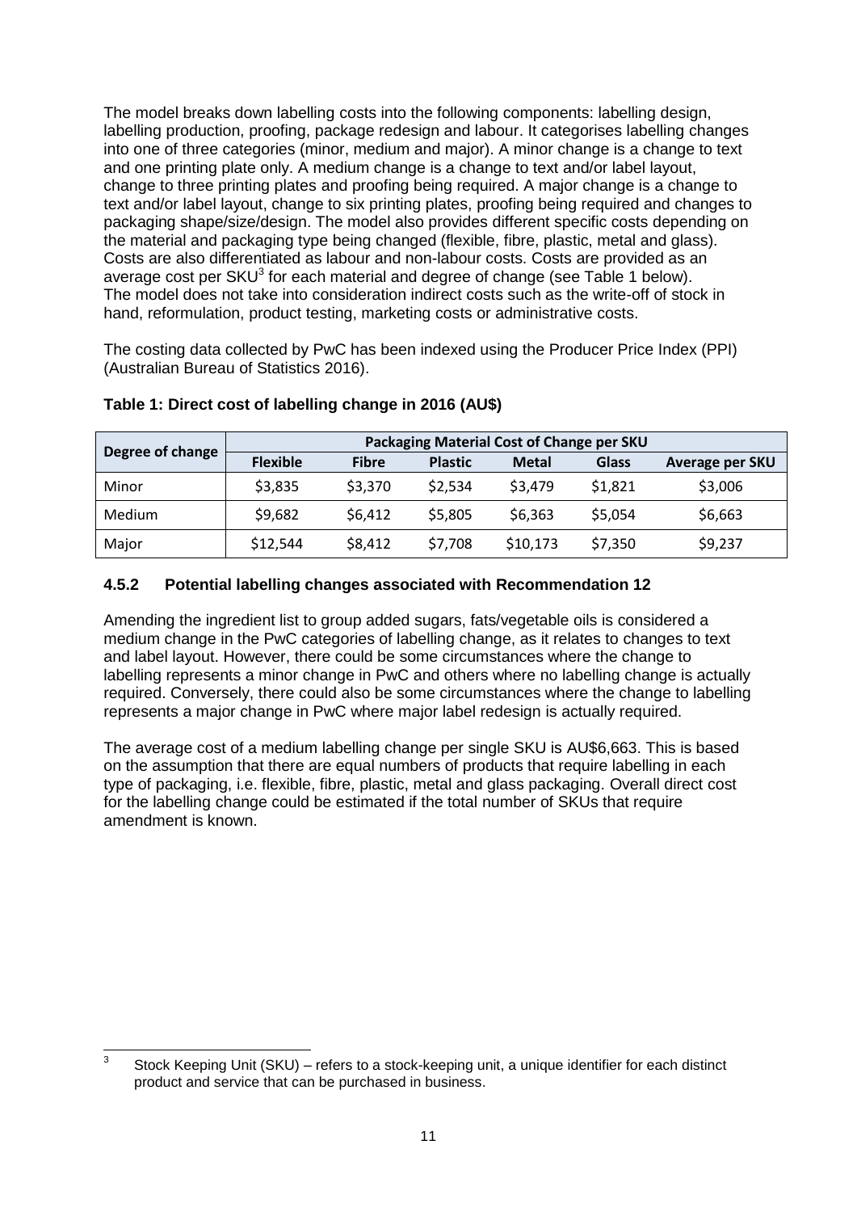The model breaks down labelling costs into the following components: labelling design, labelling production, proofing, package redesign and labour. It categorises labelling changes into one of three categories (minor, medium and major). A minor change is a change to text and one printing plate only. A medium change is a change to text and/or label layout, change to three printing plates and proofing being required. A major change is a change to text and/or label layout, change to six printing plates, proofing being required and changes to packaging shape/size/design. The model also provides different specific costs depending on the material and packaging type being changed (flexible, fibre, plastic, metal and glass). Costs are also differentiated as labour and non-labour costs. Costs are provided as an average cost per SKU[3] for each material and degree of change (see Table 1 below). The model does not take into consideration indirect costs such as the write-off of stock in hand, reformulation, product testing, marketing costs or administrative costs.

The costing data collected by PwC has been indexed using the Producer Price Index (PPI) (Australian Bureau of Statistics 2016).

**Table 1: Direct cost of labelling change in 2016 (AU$)**

| Degree of change | Packaging Material Cost of Change per SKU | | | | | |
|---|---|---|---|---|---|---|
| | **Flexible** | **Fibre** | **Plastic** | **Metal** | **Glass** | **Average per SKU** |
| Minor | $3,835 | $3,370 | $2,534 | $3,479 | $1,821 | $3,006 |
| Medium | $9,682 | $6,412 | $5,805 | $6,363 | $5,054 | $6,663 |
| Major | $12,544 | $8,412 | $7,708 | $10,173 | $7,350 | $9,237 |

### 4.5.2 Potential labelling changes associated with Recommendation 12

Amending the ingredient list to group added sugars, fats/vegetable oils is considered a medium change in the PwC categories of labelling change, as it relates to changes to text and label layout. However, there could be some circumstances where the change to labelling represents a minor change in PwC and others where no labelling change is actually required. Conversely, there could also be some circumstances where the change to labelling represents a major change in PwC where major label redesign is actually required.

The average cost of a medium labelling change per single SKU is AU$6,663. This is based on the assumption that there are equal numbers of products that require labelling in each type of packaging, i.e. flexible, fibre, plastic, metal and glass packaging. Overall direct cost for the labelling change could be estimated if the total number of SKUs that require amendment is known.

[3] Stock Keeping Unit (SKU) – refers to a stock-keeping unit, a unique identifier for each distinct product and service that can be purchased in business.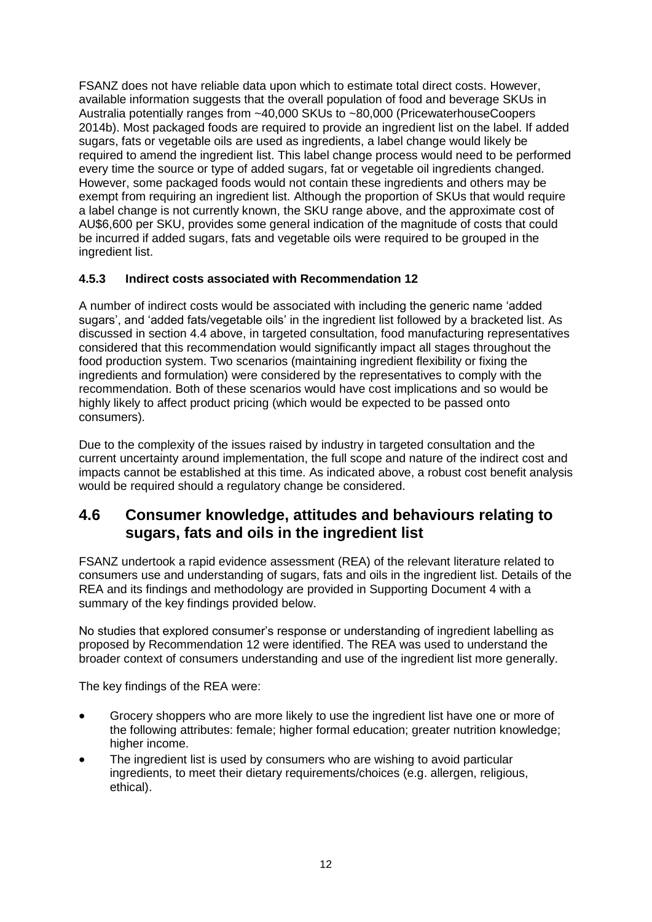FSANZ does not have reliable data upon which to estimate total direct costs. However, available information suggests that the overall population of food and beverage SKUs in Australia potentially ranges from ~40,000 SKUs to ~80,000 (PricewaterhouseCoopers 2014b). Most packaged foods are required to provide an ingredient list on the label. If added sugars, fats or vegetable oils are used as ingredients, a label change would likely be required to amend the ingredient list. This label change process would need to be performed every time the source or type of added sugars, fat or vegetable oil ingredients changed. However, some packaged foods would not contain these ingredients and others may be exempt from requiring an ingredient list. Although the proportion of SKUs that would require a label change is not currently known, the SKU range above, and the approximate cost of AU$6,600 per SKU, provides some general indication of the magnitude of costs that could be incurred if added sugars, fats and vegetable oils were required to be grouped in the ingredient list.

### 4.5.3 Indirect costs associated with Recommendation 12

A number of indirect costs would be associated with including the generic name 'added sugars', and 'added fats/vegetable oils' in the ingredient list followed by a bracketed list. As discussed in section 4.4 above, in targeted consultation, food manufacturing representatives considered that this recommendation would significantly impact all stages throughout the food production system. Two scenarios (maintaining ingredient flexibility or fixing the ingredients and formulation) were considered by the representatives to comply with the recommendation. Both of these scenarios would have cost implications and so would be highly likely to affect product pricing (which would be expected to be passed onto consumers).

Due to the complexity of the issues raised by industry in targeted consultation and the current uncertainty around implementation, the full scope and nature of the indirect cost and impacts cannot be established at this time. As indicated above, a robust cost benefit analysis would be required should a regulatory change be considered.

## 4.6 Consumer knowledge, attitudes and behaviours relating to sugars, fats and oils in the ingredient list

FSANZ undertook a rapid evidence assessment (REA) of the relevant literature related to consumers use and understanding of sugars, fats and oils in the ingredient list. Details of the REA and its findings and methodology are provided in Supporting Document 4 with a summary of the key findings provided below.

No studies that explored consumer's response or understanding of ingredient labelling as proposed by Recommendation 12 were identified. The REA was used to understand the broader context of consumers understanding and use of the ingredient list more generally.

The key findings of the REA were:

- Grocery shoppers who are more likely to use the ingredient list have one or more of the following attributes: female; higher formal education; greater nutrition knowledge; higher income.
- The ingredient list is used by consumers who are wishing to avoid particular ingredients, to meet their dietary requirements/choices (e.g. allergen, religious, ethical).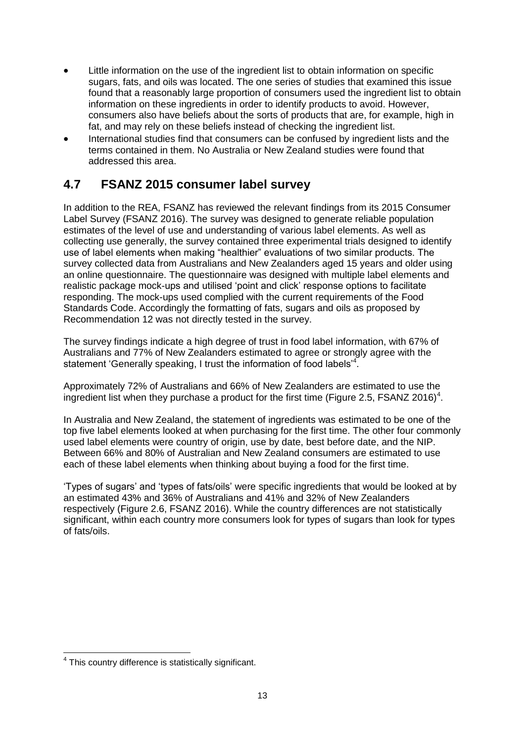- Little information on the use of the ingredient list to obtain information on specific sugars, fats, and oils was located. The one series of studies that examined this issue found that a reasonably large proportion of consumers used the ingredient list to obtain information on these ingredients in order to identify products to avoid. However, consumers also have beliefs about the sorts of products that are, for example, high in fat, and may rely on these beliefs instead of checking the ingredient list.
- International studies find that consumers can be confused by ingredient lists and the terms contained in them. No Australia or New Zealand studies were found that addressed this area.

## 4.7 FSANZ 2015 consumer label survey

In addition to the REA, FSANZ has reviewed the relevant findings from its 2015 Consumer Label Survey (FSANZ 2016). The survey was designed to generate reliable population estimates of the level of use and understanding of various label elements. As well as collecting use generally, the survey contained three experimental trials designed to identify use of label elements when making "healthier" evaluations of two similar products. The survey collected data from Australians and New Zealanders aged 15 years and older using an online questionnaire. The questionnaire was designed with multiple label elements and realistic package mock-ups and utilised 'point and click' response options to facilitate responding. The mock-ups used complied with the current requirements of the Food Standards Code. Accordingly the formatting of fats, sugars and oils as proposed by Recommendation 12 was not directly tested in the survey.

The survey findings indicate a high degree of trust in food label information, with 67% of Australians and 77% of New Zealanders estimated to agree or strongly agree with the statement 'Generally speaking, I trust the information of food labels'[4].

Approximately 72% of Australians and 66% of New Zealanders are estimated to use the ingredient list when they purchase a product for the first time (Figure 2.5, FSANZ 2016)[4].

In Australia and New Zealand, the statement of ingredients was estimated to be one of the top five label elements looked at when purchasing for the first time. The other four commonly used label elements were country of origin, use by date, best before date, and the NIP. Between 66% and 80% of Australian and New Zealand consumers are estimated to use each of these label elements when thinking about buying a food for the first time.

'Types of sugars' and 'types of fats/oils' were specific ingredients that would be looked at by an estimated 43% and 36% of Australians and 41% and 32% of New Zealanders respectively (Figure 2.6, FSANZ 2016). While the country differences are not statistically significant, within each country more consumers look for types of sugars than look for types of fats/oils.

---

[4] This country difference is statistically significant.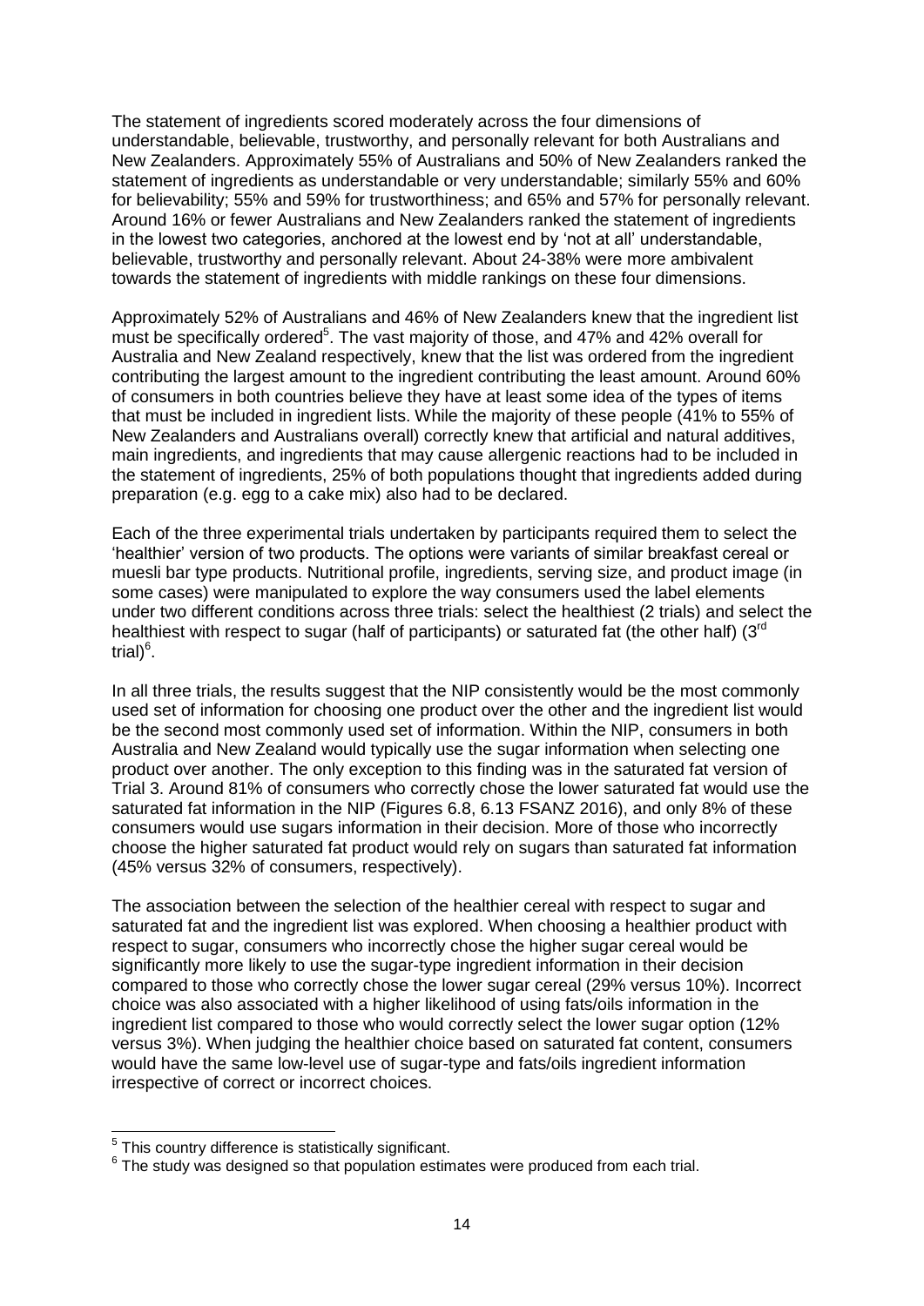The statement of ingredients scored moderately across the four dimensions of understandable, believable, trustworthy, and personally relevant for both Australians and New Zealanders. Approximately 55% of Australians and 50% of New Zealanders ranked the statement of ingredients as understandable or very understandable; similarly 55% and 60% for believability; 55% and 59% for trustworthiness; and 65% and 57% for personally relevant. Around 16% or fewer Australians and New Zealanders ranked the statement of ingredients in the lowest two categories, anchored at the lowest end by 'not at all' understandable, believable, trustworthy and personally relevant. About 24-38% were more ambivalent towards the statement of ingredients with middle rankings on these four dimensions.

Approximately 52% of Australians and 46% of New Zealanders knew that the ingredient list must be specifically ordered[5]. The vast majority of those, and 47% and 42% overall for Australia and New Zealand respectively, knew that the list was ordered from the ingredient contributing the largest amount to the ingredient contributing the least amount. Around 60% of consumers in both countries believe they have at least some idea of the types of items that must be included in ingredient lists. While the majority of these people (41% to 55% of New Zealanders and Australians overall) correctly knew that artificial and natural additives, main ingredients, and ingredients that may cause allergenic reactions had to be included in the statement of ingredients, 25% of both populations thought that ingredients added during preparation (e.g. egg to a cake mix) also had to be declared.

Each of the three experimental trials undertaken by participants required them to select the 'healthier' version of two products. The options were variants of similar breakfast cereal or muesli bar type products. Nutritional profile, ingredients, serving size, and product image (in some cases) were manipulated to explore the way consumers used the label elements under two different conditions across three trials: select the healthiest (2 trials) and select the healthiest with respect to sugar (half of participants) or saturated fat (the other half) (3rd trial)[6].

In all three trials, the results suggest that the NIP consistently would be the most commonly used set of information for choosing one product over the other and the ingredient list would be the second most commonly used set of information. Within the NIP, consumers in both Australia and New Zealand would typically use the sugar information when selecting one product over another. The only exception to this finding was in the saturated fat version of Trial 3. Around 81% of consumers who correctly chose the lower saturated fat would use the saturated fat information in the NIP (Figures 6.8, 6.13 FSANZ 2016), and only 8% of these consumers would use sugars information in their decision. More of those who incorrectly choose the higher saturated fat product would rely on sugars than saturated fat information (45% versus 32% of consumers, respectively).

The association between the selection of the healthier cereal with respect to sugar and saturated fat and the ingredient list was explored. When choosing a healthier product with respect to sugar, consumers who incorrectly chose the higher sugar cereal would be significantly more likely to use the sugar-type ingredient information in their decision compared to those who correctly chose the lower sugar cereal (29% versus 10%). Incorrect choice was also associated with a higher likelihood of using fats/oils information in the ingredient list compared to those who would correctly select the lower sugar option (12% versus 3%). When judging the healthier choice based on saturated fat content, consumers would have the same low-level use of sugar-type and fats/oils ingredient information irrespective of correct or incorrect choices.

---

[5] This country difference is statistically significant.

[6] The study was designed so that population estimates were produced from each trial.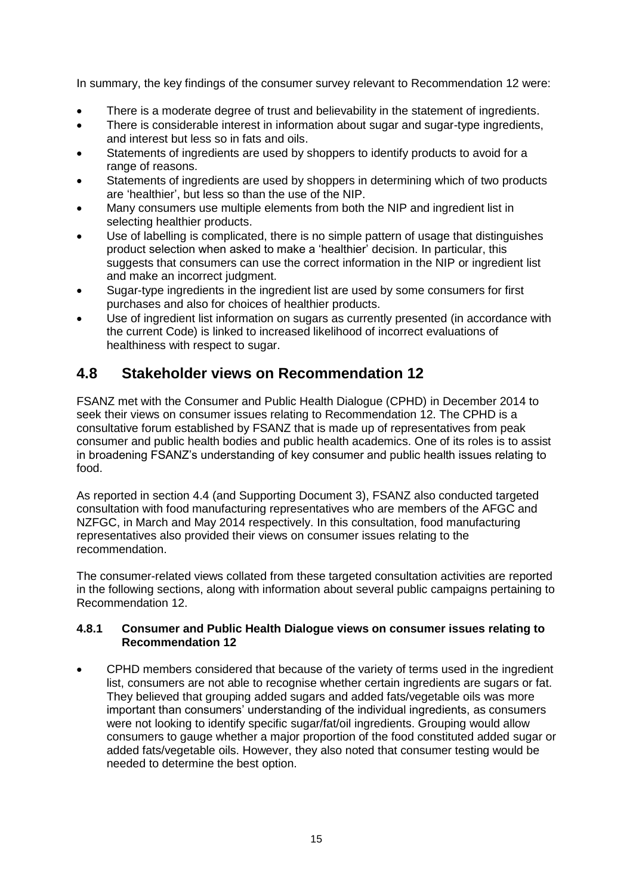In summary, the key findings of the consumer survey relevant to Recommendation 12 were:

- There is a moderate degree of trust and believability in the statement of ingredients.
- There is considerable interest in information about sugar and sugar-type ingredients, and interest but less so in fats and oils.
- Statements of ingredients are used by shoppers to identify products to avoid for a range of reasons.
- Statements of ingredients are used by shoppers in determining which of two products are 'healthier', but less so than the use of the NIP.
- Many consumers use multiple elements from both the NIP and ingredient list in selecting healthier products.
- Use of labelling is complicated, there is no simple pattern of usage that distinguishes product selection when asked to make a 'healthier' decision. In particular, this suggests that consumers can use the correct information in the NIP or ingredient list and make an incorrect judgment.
- Sugar-type ingredients in the ingredient list are used by some consumers for first purchases and also for choices of healthier products.
- Use of ingredient list information on sugars as currently presented (in accordance with the current Code) is linked to increased likelihood of incorrect evaluations of healthiness with respect to sugar.

## 4.8 Stakeholder views on Recommendation 12

FSANZ met with the Consumer and Public Health Dialogue (CPHD) in December 2014 to seek their views on consumer issues relating to Recommendation 12. The CPHD is a consultative forum established by FSANZ that is made up of representatives from peak consumer and public health bodies and public health academics. One of its roles is to assist in broadening FSANZ's understanding of key consumer and public health issues relating to food.

As reported in section 4.4 (and Supporting Document 3), FSANZ also conducted targeted consultation with food manufacturing representatives who are members of the AFGC and NZFGC, in March and May 2014 respectively. In this consultation, food manufacturing representatives also provided their views on consumer issues relating to the recommendation.

The consumer-related views collated from these targeted consultation activities are reported in the following sections, along with information about several public campaigns pertaining to Recommendation 12.

### 4.8.1 Consumer and Public Health Dialogue views on consumer issues relating to Recommendation 12

- CPHD members considered that because of the variety of terms used in the ingredient list, consumers are not able to recognise whether certain ingredients are sugars or fat. They believed that grouping added sugars and added fats/vegetable oils was more important than consumers' understanding of the individual ingredients, as consumers were not looking to identify specific sugar/fat/oil ingredients. Grouping would allow consumers to gauge whether a major proportion of the food constituted added sugar or added fats/vegetable oils. However, they also noted that consumer testing would be needed to determine the best option.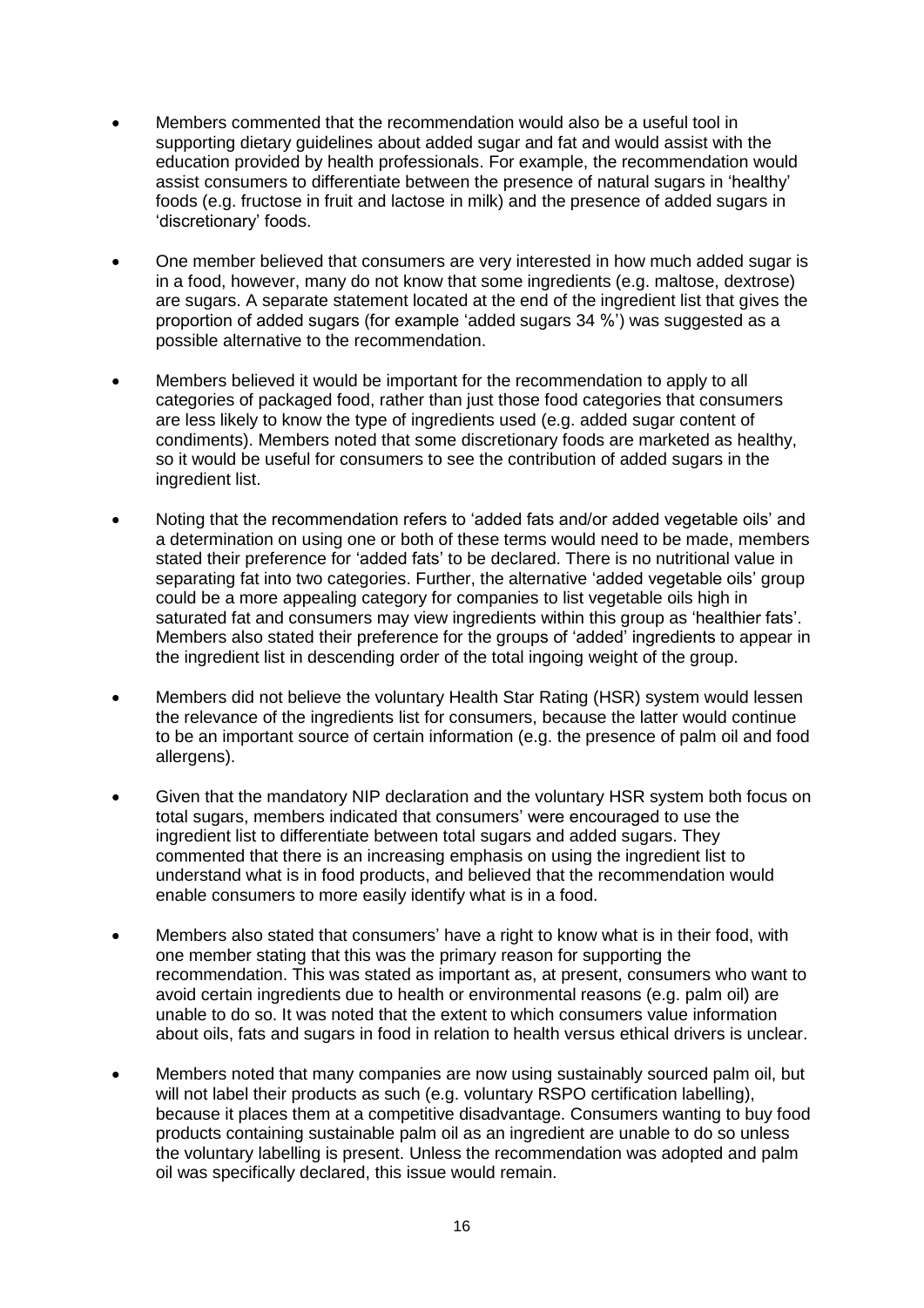- Members commented that the recommendation would also be a useful tool in supporting dietary guidelines about added sugar and fat and would assist with the education provided by health professionals. For example, the recommendation would assist consumers to differentiate between the presence of natural sugars in 'healthy' foods (e.g. fructose in fruit and lactose in milk) and the presence of added sugars in 'discretionary' foods.

- One member believed that consumers are very interested in how much added sugar is in a food, however, many do not know that some ingredients (e.g. maltose, dextrose) are sugars. A separate statement located at the end of the ingredient list that gives the proportion of added sugars (for example 'added sugars 34 %') was suggested as a possible alternative to the recommendation.

- Members believed it would be important for the recommendation to apply to all categories of packaged food, rather than just those food categories that consumers are less likely to know the type of ingredients used (e.g. added sugar content of condiments). Members noted that some discretionary foods are marketed as healthy, so it would be useful for consumers to see the contribution of added sugars in the ingredient list.

- Noting that the recommendation refers to 'added fats and/or added vegetable oils' and a determination on using one or both of these terms would need to be made, members stated their preference for 'added fats' to be declared. There is no nutritional value in separating fat into two categories. Further, the alternative 'added vegetable oils' group could be a more appealing category for companies to list vegetable oils high in saturated fat and consumers may view ingredients within this group as 'healthier fats'. Members also stated their preference for the groups of 'added' ingredients to appear in the ingredient list in descending order of the total ingoing weight of the group.

- Members did not believe the voluntary Health Star Rating (HSR) system would lessen the relevance of the ingredients list for consumers, because the latter would continue to be an important source of certain information (e.g. the presence of palm oil and food allergens).

- Given that the mandatory NIP declaration and the voluntary HSR system both focus on total sugars, members indicated that consumers' were encouraged to use the ingredient list to differentiate between total sugars and added sugars. They commented that there is an increasing emphasis on using the ingredient list to understand what is in food products, and believed that the recommendation would enable consumers to more easily identify what is in a food.

- Members also stated that consumers' have a right to know what is in their food, with one member stating that this was the primary reason for supporting the recommendation. This was stated as important as, at present, consumers who want to avoid certain ingredients due to health or environmental reasons (e.g. palm oil) are unable to do so. It was noted that the extent to which consumers value information about oils, fats and sugars in food in relation to health versus ethical drivers is unclear.

- Members noted that many companies are now using sustainably sourced palm oil, but will not label their products as such (e.g. voluntary RSPO certification labelling), because it places them at a competitive disadvantage. Consumers wanting to buy food products containing sustainable palm oil as an ingredient are unable to do so unless the voluntary labelling is present. Unless the recommendation was adopted and palm oil was specifically declared, this issue would remain.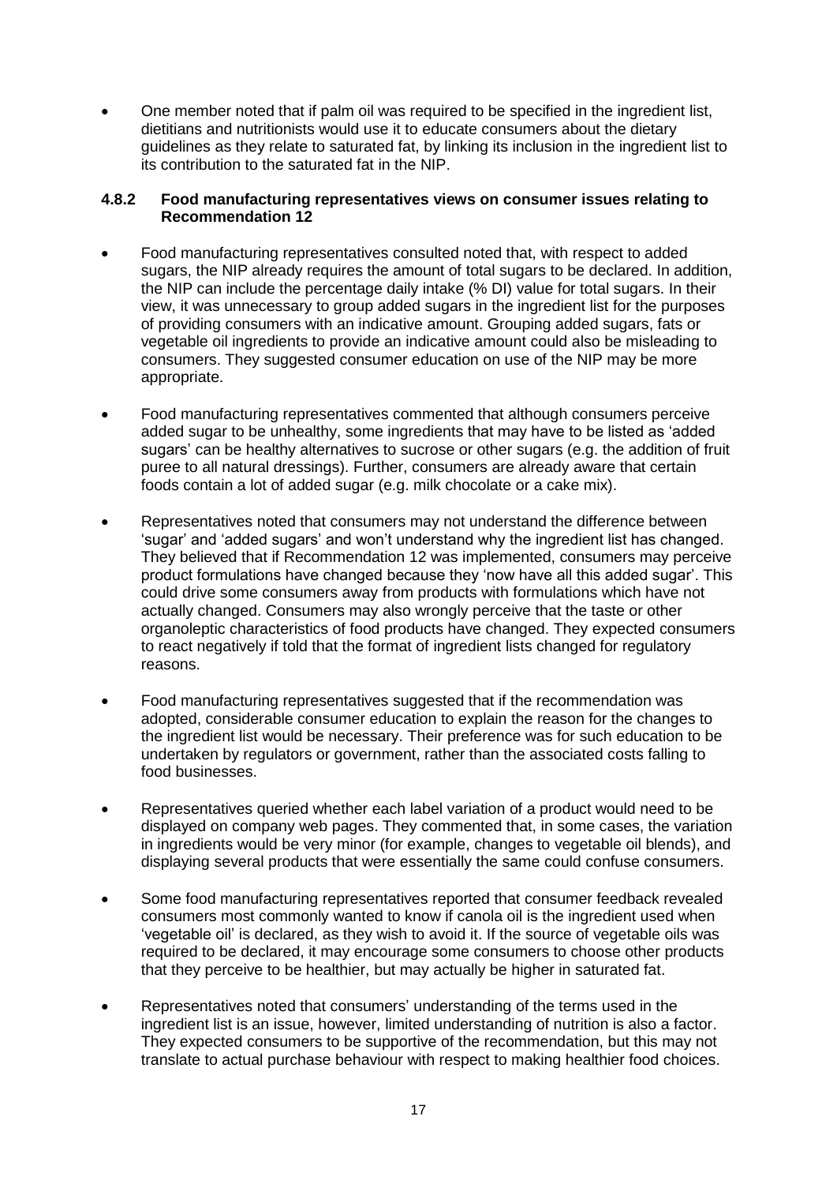- One member noted that if palm oil was required to be specified in the ingredient list, dietitians and nutritionists would use it to educate consumers about the dietary guidelines as they relate to saturated fat, by linking its inclusion in the ingredient list to its contribution to the saturated fat in the NIP.

#### 4.8.2 Food manufacturing representatives views on consumer issues relating to Recommendation 12

- Food manufacturing representatives consulted noted that, with respect to added sugars, the NIP already requires the amount of total sugars to be declared. In addition, the NIP can include the percentage daily intake (% DI) value for total sugars. In their view, it was unnecessary to group added sugars in the ingredient list for the purposes of providing consumers with an indicative amount. Grouping added sugars, fats or vegetable oil ingredients to provide an indicative amount could also be misleading to consumers. They suggested consumer education on use of the NIP may be more appropriate.
- Food manufacturing representatives commented that although consumers perceive added sugar to be unhealthy, some ingredients that may have to be listed as 'added sugars' can be healthy alternatives to sucrose or other sugars (e.g. the addition of fruit puree to all natural dressings). Further, consumers are already aware that certain foods contain a lot of added sugar (e.g. milk chocolate or a cake mix).
- Representatives noted that consumers may not understand the difference between 'sugar' and 'added sugars' and won't understand why the ingredient list has changed. They believed that if Recommendation 12 was implemented, consumers may perceive product formulations have changed because they 'now have all this added sugar'. This could drive some consumers away from products with formulations which have not actually changed. Consumers may also wrongly perceive that the taste or other organoleptic characteristics of food products have changed. They expected consumers to react negatively if told that the format of ingredient lists changed for regulatory reasons.
- Food manufacturing representatives suggested that if the recommendation was adopted, considerable consumer education to explain the reason for the changes to the ingredient list would be necessary. Their preference was for such education to be undertaken by regulators or government, rather than the associated costs falling to food businesses.
- Representatives queried whether each label variation of a product would need to be displayed on company web pages. They commented that, in some cases, the variation in ingredients would be very minor (for example, changes to vegetable oil blends), and displaying several products that were essentially the same could confuse consumers.
- Some food manufacturing representatives reported that consumer feedback revealed consumers most commonly wanted to know if canola oil is the ingredient used when 'vegetable oil' is declared, as they wish to avoid it. If the source of vegetable oils was required to be declared, it may encourage some consumers to choose other products that they perceive to be healthier, but may actually be higher in saturated fat.
- Representatives noted that consumers' understanding of the terms used in the ingredient list is an issue, however, limited understanding of nutrition is also a factor. They expected consumers to be supportive of the recommendation, but this may not translate to actual purchase behaviour with respect to making healthier food choices.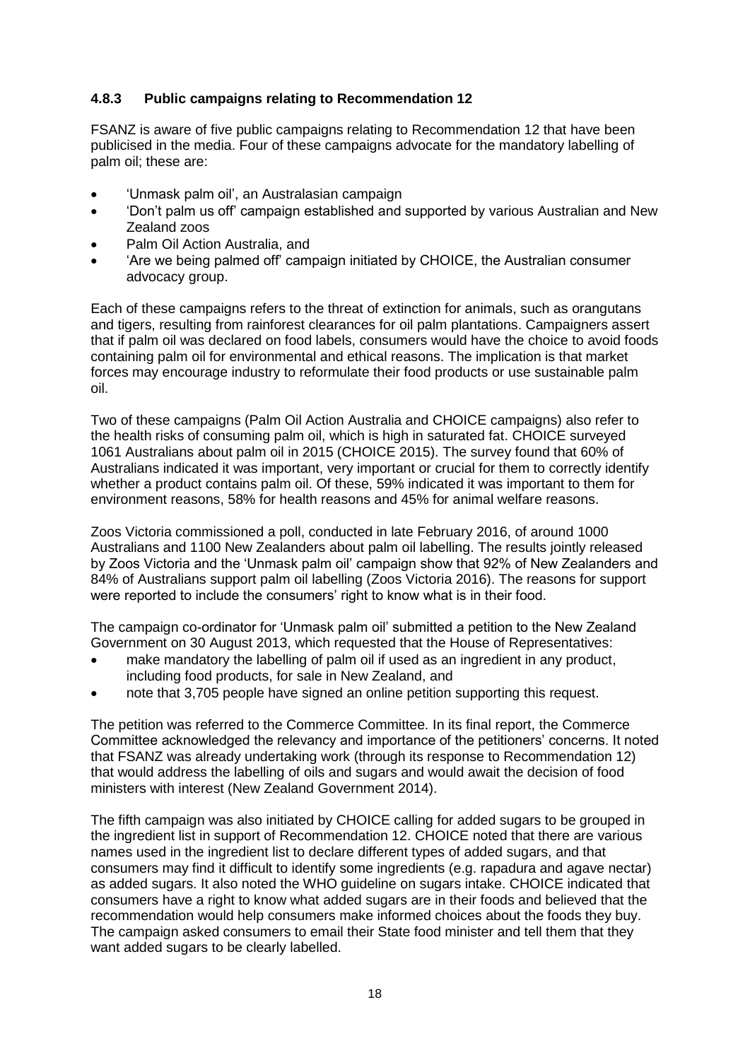### 4.8.3 Public campaigns relating to Recommendation 12

FSANZ is aware of five public campaigns relating to Recommendation 12 that have been publicised in the media. Four of these campaigns advocate for the mandatory labelling of palm oil; these are:

- 'Unmask palm oil', an Australasian campaign
- 'Don't palm us off' campaign established and supported by various Australian and New Zealand zoos
- Palm Oil Action Australia, and
- 'Are we being palmed off' campaign initiated by CHOICE, the Australian consumer advocacy group.

Each of these campaigns refers to the threat of extinction for animals, such as orangutans and tigers, resulting from rainforest clearances for oil palm plantations. Campaigners assert that if palm oil was declared on food labels, consumers would have the choice to avoid foods containing palm oil for environmental and ethical reasons. The implication is that market forces may encourage industry to reformulate their food products or use sustainable palm oil.

Two of these campaigns (Palm Oil Action Australia and CHOICE campaigns) also refer to the health risks of consuming palm oil, which is high in saturated fat. CHOICE surveyed 1061 Australians about palm oil in 2015 (CHOICE 2015). The survey found that 60% of Australians indicated it was important, very important or crucial for them to correctly identify whether a product contains palm oil. Of these, 59% indicated it was important to them for environment reasons, 58% for health reasons and 45% for animal welfare reasons.

Zoos Victoria commissioned a poll, conducted in late February 2016, of around 1000 Australians and 1100 New Zealanders about palm oil labelling. The results jointly released by Zoos Victoria and the 'Unmask palm oil' campaign show that 92% of New Zealanders and 84% of Australians support palm oil labelling (Zoos Victoria 2016). The reasons for support were reported to include the consumers' right to know what is in their food.

The campaign co-ordinator for 'Unmask palm oil' submitted a petition to the New Zealand Government on 30 August 2013, which requested that the House of Representatives:

- make mandatory the labelling of palm oil if used as an ingredient in any product, including food products, for sale in New Zealand, and
- note that 3,705 people have signed an online petition supporting this request.

The petition was referred to the Commerce Committee. In its final report, the Commerce Committee acknowledged the relevancy and importance of the petitioners' concerns. It noted that FSANZ was already undertaking work (through its response to Recommendation 12) that would address the labelling of oils and sugars and would await the decision of food ministers with interest (New Zealand Government 2014).

The fifth campaign was also initiated by CHOICE calling for added sugars to be grouped in the ingredient list in support of Recommendation 12. CHOICE noted that there are various names used in the ingredient list to declare different types of added sugars, and that consumers may find it difficult to identify some ingredients (e.g. rapadura and agave nectar) as added sugars. It also noted the WHO guideline on sugars intake. CHOICE indicated that consumers have a right to know what added sugars are in their foods and believed that the recommendation would help consumers make informed choices about the foods they buy. The campaign asked consumers to email their State food minister and tell them that they want added sugars to be clearly labelled.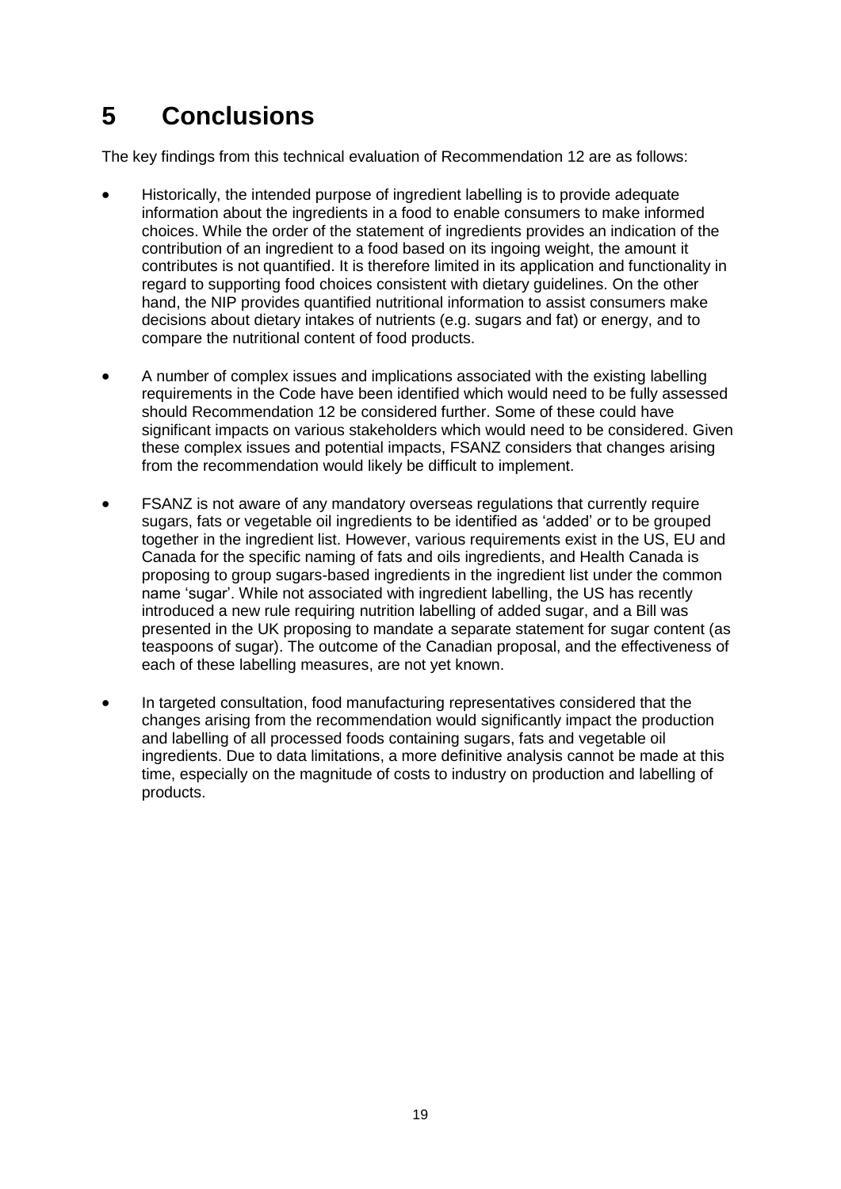# 5 Conclusions

The key findings from this technical evaluation of Recommendation 12 are as follows:

- Historically, the intended purpose of ingredient labelling is to provide adequate information about the ingredients in a food to enable consumers to make informed choices. While the order of the statement of ingredients provides an indication of the contribution of an ingredient to a food based on its ingoing weight, the amount it contributes is not quantified. It is therefore limited in its application and functionality in regard to supporting food choices consistent with dietary guidelines. On the other hand, the NIP provides quantified nutritional information to assist consumers make decisions about dietary intakes of nutrients (e.g. sugars and fat) or energy, and to compare the nutritional content of food products.

- A number of complex issues and implications associated with the existing labelling requirements in the Code have been identified which would need to be fully assessed should Recommendation 12 be considered further. Some of these could have significant impacts on various stakeholders which would need to be considered. Given these complex issues and potential impacts, FSANZ considers that changes arising from the recommendation would likely be difficult to implement.

- FSANZ is not aware of any mandatory overseas regulations that currently require sugars, fats or vegetable oil ingredients to be identified as 'added' or to be grouped together in the ingredient list. However, various requirements exist in the US, EU and Canada for the specific naming of fats and oils ingredients, and Health Canada is proposing to group sugars-based ingredients in the ingredient list under the common name 'sugar'. While not associated with ingredient labelling, the US has recently introduced a new rule requiring nutrition labelling of added sugar, and a Bill was presented in the UK proposing to mandate a separate statement for sugar content (as teaspoons of sugar). The outcome of the Canadian proposal, and the effectiveness of each of these labelling measures, are not yet known.

- In targeted consultation, food manufacturing representatives considered that the changes arising from the recommendation would significantly impact the production and labelling of all processed foods containing sugars, fats and vegetable oil ingredients. Due to data limitations, a more definitive analysis cannot be made at this time, especially on the magnitude of costs to industry on production and labelling of products.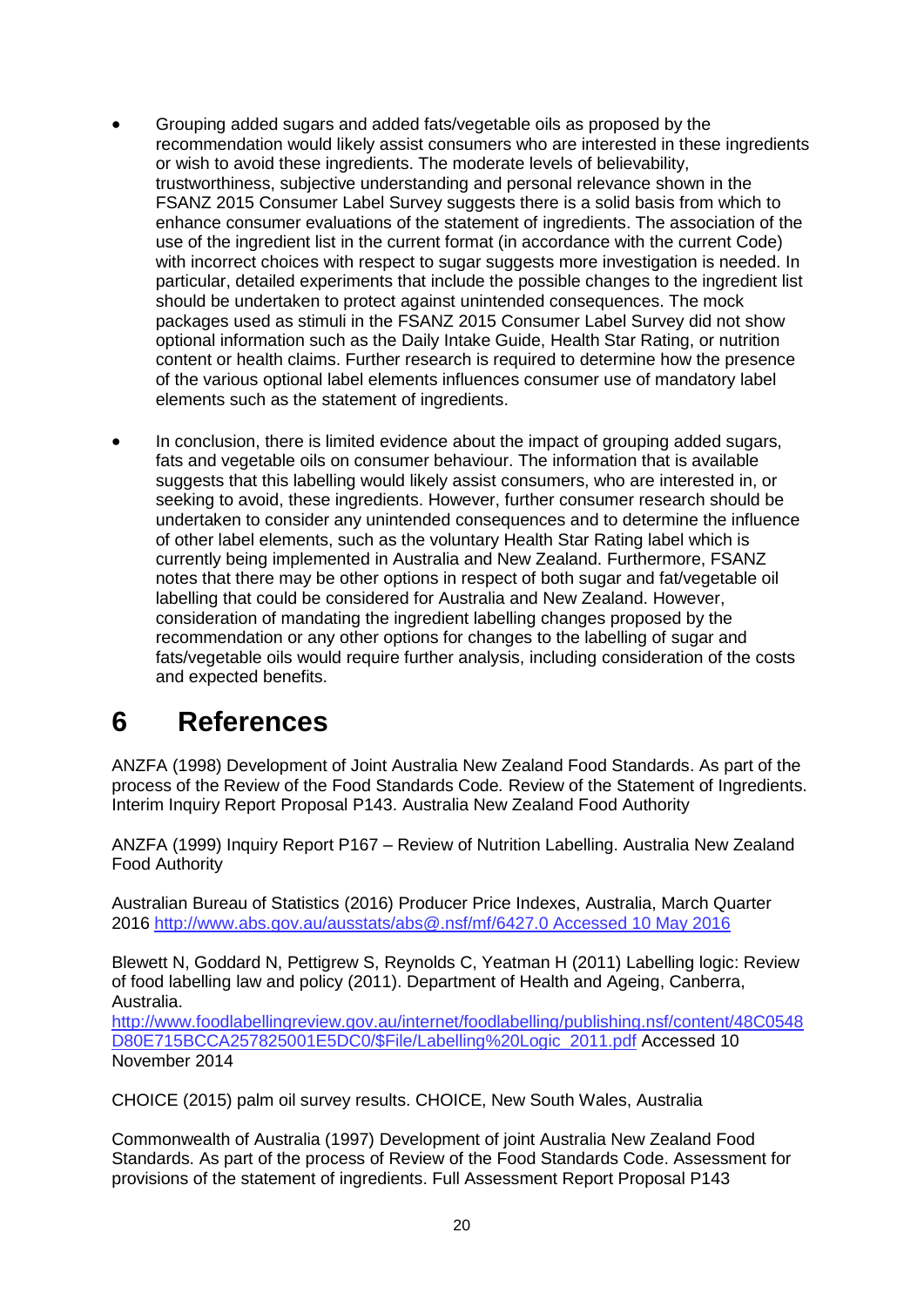- Grouping added sugars and added fats/vegetable oils as proposed by the recommendation would likely assist consumers who are interested in these ingredients or wish to avoid these ingredients. The moderate levels of believability, trustworthiness, subjective understanding and personal relevance shown in the FSANZ 2015 Consumer Label Survey suggests there is a solid basis from which to enhance consumer evaluations of the statement of ingredients. The association of the use of the ingredient list in the current format (in accordance with the current Code) with incorrect choices with respect to sugar suggests more investigation is needed. In particular, detailed experiments that include the possible changes to the ingredient list should be undertaken to protect against unintended consequences. The mock packages used as stimuli in the FSANZ 2015 Consumer Label Survey did not show optional information such as the Daily Intake Guide, Health Star Rating, or nutrition content or health claims. Further research is required to determine how the presence of the various optional label elements influences consumer use of mandatory label elements such as the statement of ingredients.

- In conclusion, there is limited evidence about the impact of grouping added sugars, fats and vegetable oils on consumer behaviour. The information that is available suggests that this labelling would likely assist consumers, who are interested in, or seeking to avoid, these ingredients. However, further consumer research should be undertaken to consider any unintended consequences and to determine the influence of other label elements, such as the voluntary Health Star Rating label which is currently being implemented in Australia and New Zealand. Furthermore, FSANZ notes that there may be other options in respect of both sugar and fat/vegetable oil labelling that could be considered for Australia and New Zealand. However, consideration of mandating the ingredient labelling changes proposed by the recommendation or any other options for changes to the labelling of sugar and fats/vegetable oils would require further analysis, including consideration of the costs and expected benefits.

# 6 References

ANZFA (1998) Development of Joint Australia New Zealand Food Standards. As part of the process of the Review of the Food Standards Code. Review of the Statement of Ingredients. Interim Inquiry Report Proposal P143. Australia New Zealand Food Authority

ANZFA (1999) Inquiry Report P167 – Review of Nutrition Labelling. Australia New Zealand Food Authority

Australian Bureau of Statistics (2016) Producer Price Indexes, Australia, March Quarter 2016 http://www.abs.gov.au/ausstats/abs@.nsf/mf/6427.0 Accessed 10 May 2016

Blewett N, Goddard N, Pettigrew S, Reynolds C, Yeatman H (2011) Labelling logic: Review of food labelling law and policy (2011). Department of Health and Ageing, Canberra, Australia.
http://www.foodlabellingreview.gov.au/internet/foodlabelling/publishing.nsf/content/48C0548D80E715BCCA257825001E5DC0/$File/Labelling%20Logic_2011.pdf Accessed 10 November 2014

CHOICE (2015) palm oil survey results. CHOICE, New South Wales, Australia

Commonwealth of Australia (1997) Development of joint Australia New Zealand Food Standards. As part of the process of Review of the Food Standards Code. Assessment for provisions of the statement of ingredients. Full Assessment Report Proposal P143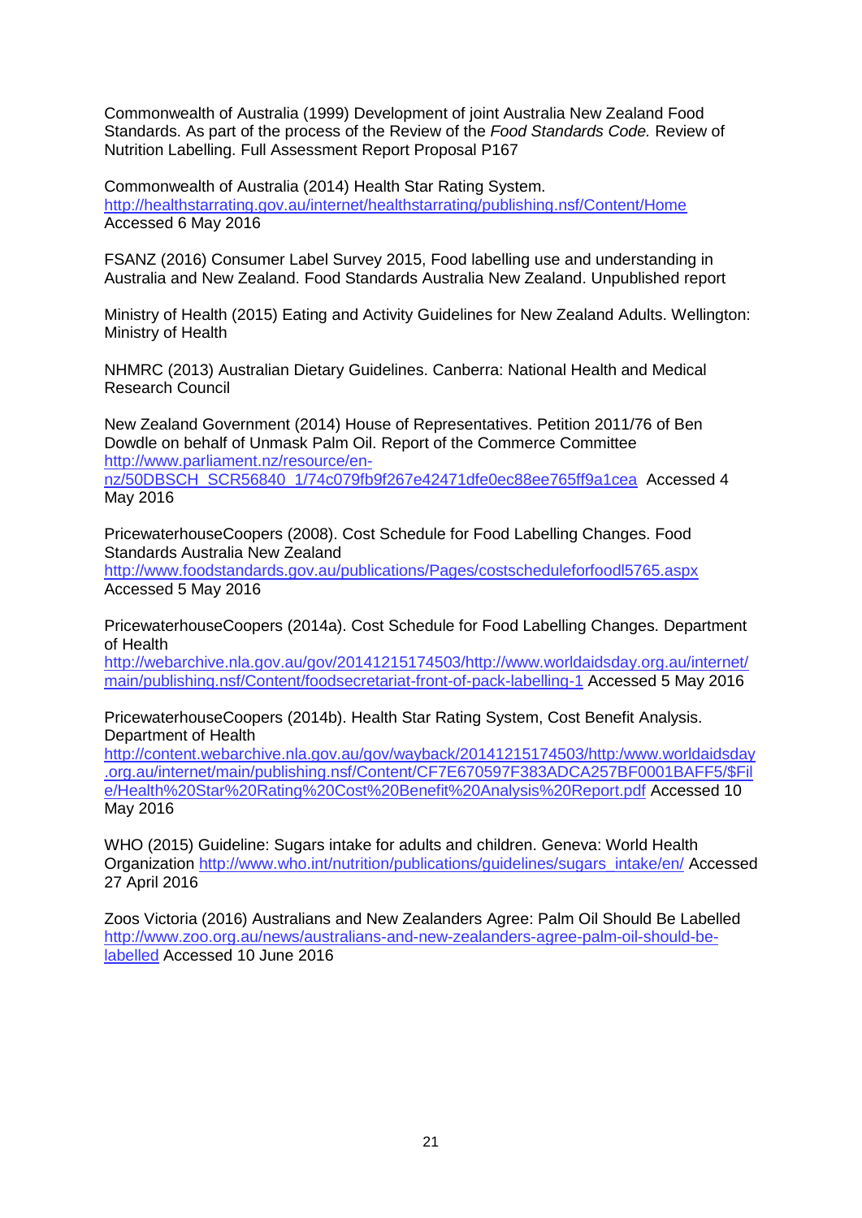Commonwealth of Australia (1999) Development of joint Australia New Zealand Food Standards. As part of the process of the Review of the *Food Standards Code.* Review of Nutrition Labelling. Full Assessment Report Proposal P167

Commonwealth of Australia (2014) Health Star Rating System. http://healthstarrating.gov.au/internet/healthstarrating/publishing.nsf/Content/Home Accessed 6 May 2016

FSANZ (2016) Consumer Label Survey 2015, Food labelling use and understanding in Australia and New Zealand. Food Standards Australia New Zealand. Unpublished report

Ministry of Health (2015) Eating and Activity Guidelines for New Zealand Adults. Wellington: Ministry of Health

NHMRC (2013) Australian Dietary Guidelines. Canberra: National Health and Medical Research Council

New Zealand Government (2014) House of Representatives. Petition 2011/76 of Ben Dowdle on behalf of Unmask Palm Oil. Report of the Commerce Committee http://www.parliament.nz/resource/en-nz/50DBSCH_SCR56840_1/74c079fb9f267e42471dfe0ec88ee765ff9a1cea Accessed 4 May 2016

PricewaterhouseCoopers (2008). Cost Schedule for Food Labelling Changes. Food Standards Australia New Zealand http://www.foodstandards.gov.au/publications/Pages/costscheduleforfoodl5765.aspx Accessed 5 May 2016

PricewaterhouseCoopers (2014a). Cost Schedule for Food Labelling Changes. Department of Health http://webarchive.nla.gov.au/gov/20141215174503/http://www.worldaidsday.org.au/internet/main/publishing.nsf/Content/foodsecretariat-front-of-pack-labelling-1 Accessed 5 May 2016

PricewaterhouseCoopers (2014b). Health Star Rating System, Cost Benefit Analysis. Department of Health http://content.webarchive.nla.gov.au/gov/wayback/20141215174503/http:/www.worldaidsday.org.au/internet/main/publishing.nsf/Content/CF7E670597F383ADCA257BF0001BAFF5/$File/Health%20Star%20Rating%20Cost%20Benefit%20Analysis%20Report.pdf Accessed 10 May 2016

WHO (2015) Guideline: Sugars intake for adults and children. Geneva: World Health Organization http://www.who.int/nutrition/publications/guidelines/sugars_intake/en/ Accessed 27 April 2016

Zoos Victoria (2016) Australians and New Zealanders Agree: Palm Oil Should Be Labelled http://www.zoo.org.au/news/australians-and-new-zealanders-agree-palm-oil-should-be-labelled Accessed 10 June 2016